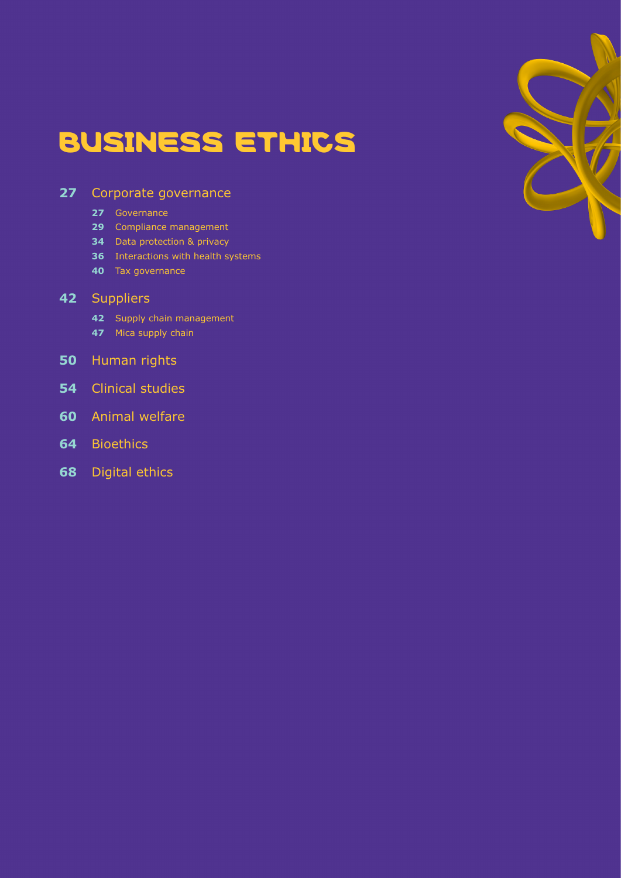# BUSINESS ETHICS

- **27** Corporate governance
  - **27** Governance
  - **29** Compliance management
  - **34** Data protection & privacy
  - **36** Interactions with health systems
  - **40** Tax governance
- **42** Suppliers
  - **42** Supply chain management
  - **47** Mica supply chain
- **50** Human rights
- **54** Clinical studies
- **60** Animal welfare
- **64** Bioethics
- **68** Digital ethics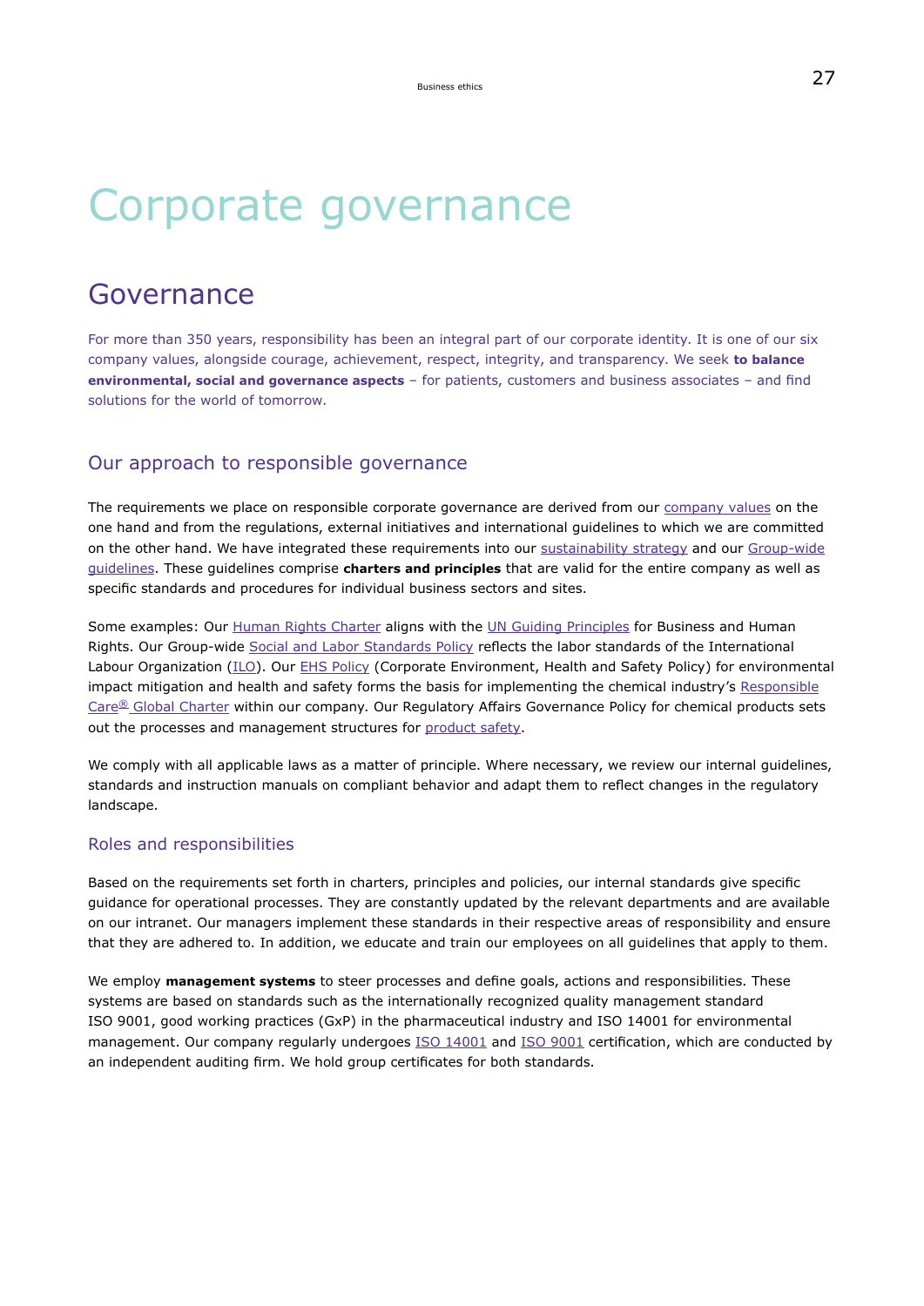# Corporate governance

## Governance

For more than 350 years, responsibility has been an integral part of our corporate identity. It is one of our six company values, alongside courage, achievement, respect, integrity, and transparency. We seek **to balance environmental, social and governance aspects** – for patients, customers and business associates – and find solutions for the world of tomorrow.

### Our approach to responsible governance

The requirements we place on responsible corporate governance are derived from our company values on the one hand and from the regulations, external initiatives and international guidelines to which we are committed on the other hand. We have integrated these requirements into our sustainability strategy and our Group-wide guidelines. These guidelines comprise **charters and principles** that are valid for the entire company as well as specific standards and procedures for individual business sectors and sites.

Some examples: Our Human Rights Charter aligns with the UN Guiding Principles for Business and Human Rights. Our Group-wide Social and Labor Standards Policy reflects the labor standards of the International Labour Organization (ILO). Our EHS Policy (Corporate Environment, Health and Safety Policy) for environmental impact mitigation and health and safety forms the basis for implementing the chemical industry's Responsible Care® Global Charter within our company. Our Regulatory Affairs Governance Policy for chemical products sets out the processes and management structures for product safety.

We comply with all applicable laws as a matter of principle. Where necessary, we review our internal guidelines, standards and instruction manuals on compliant behavior and adapt them to reflect changes in the regulatory landscape.

#### Roles and responsibilities

Based on the requirements set forth in charters, principles and policies, our internal standards give specific guidance for operational processes. They are constantly updated by the relevant departments and are available on our intranet. Our managers implement these standards in their respective areas of responsibility and ensure that they are adhered to. In addition, we educate and train our employees on all guidelines that apply to them.

We employ **management systems** to steer processes and define goals, actions and responsibilities. These systems are based on standards such as the internationally recognized quality management standard ISO 9001, good working practices (GxP) in the pharmaceutical industry and ISO 14001 for environmental management. Our company regularly undergoes ISO 14001 and ISO 9001 certification, which are conducted by an independent auditing firm. We hold group certificates for both standards.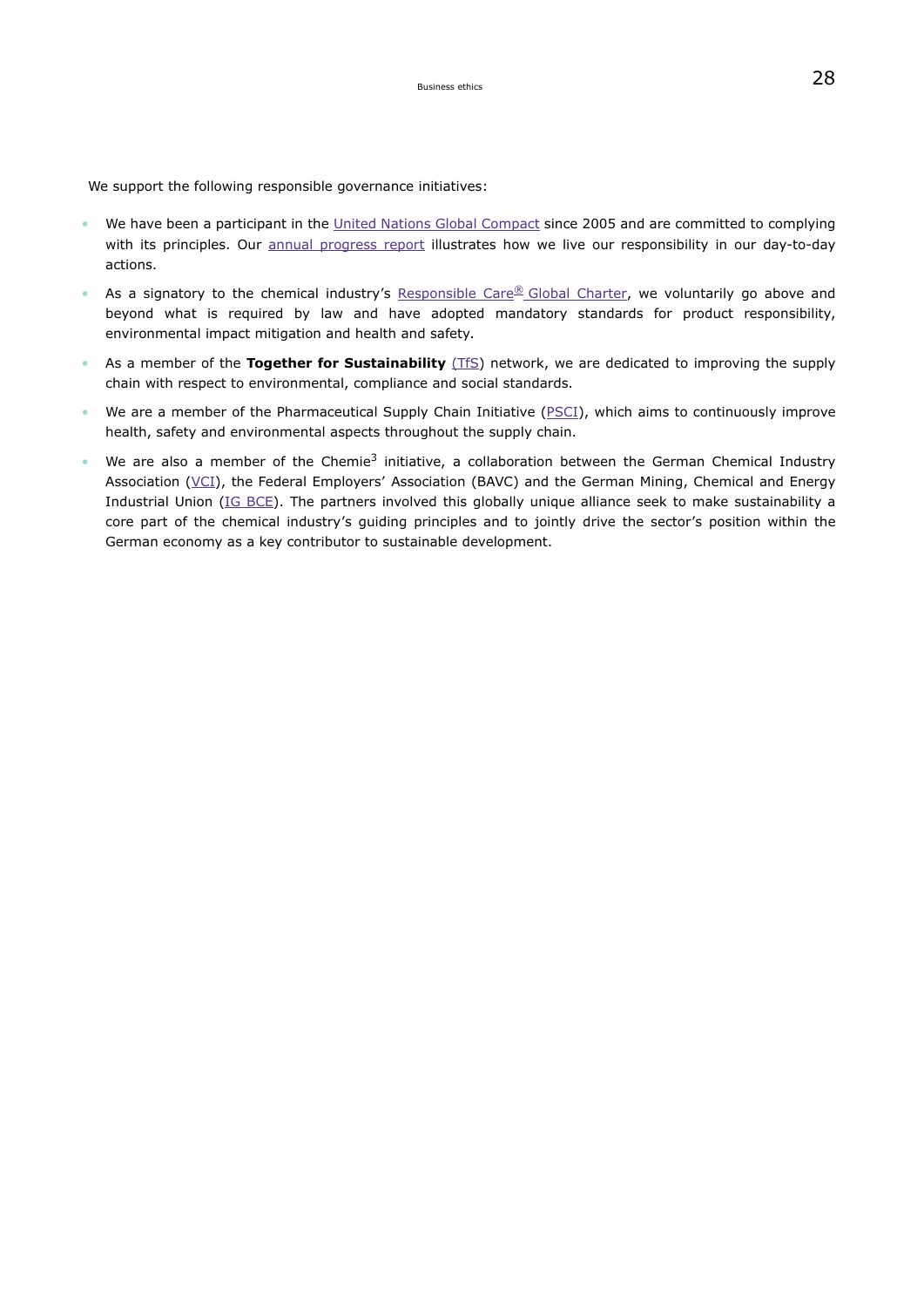We support the following responsible governance initiatives:

- We have been a participant in the United Nations Global Compact since 2005 and are committed to complying with its principles. Our annual progress report illustrates how we live our responsibility in our day-to-day actions.
- As a signatory to the chemical industry's Responsible Care® Global Charter, we voluntarily go above and beyond what is required by law and have adopted mandatory standards for product responsibility, environmental impact mitigation and health and safety.
- As a member of the **Together for Sustainability** (TfS) network, we are dedicated to improving the supply chain with respect to environmental, compliance and social standards.
- We are a member of the Pharmaceutical Supply Chain Initiative (PSCI), which aims to continuously improve health, safety and environmental aspects throughout the supply chain.
- We are also a member of the Chemie³ initiative, a collaboration between the German Chemical Industry Association (VCI), the Federal Employers' Association (BAVC) and the German Mining, Chemical and Energy Industrial Union (IG BCE). The partners involved this globally unique alliance seek to make sustainability a core part of the chemical industry's guiding principles and to jointly drive the sector's position within the German economy as a key contributor to sustainable development.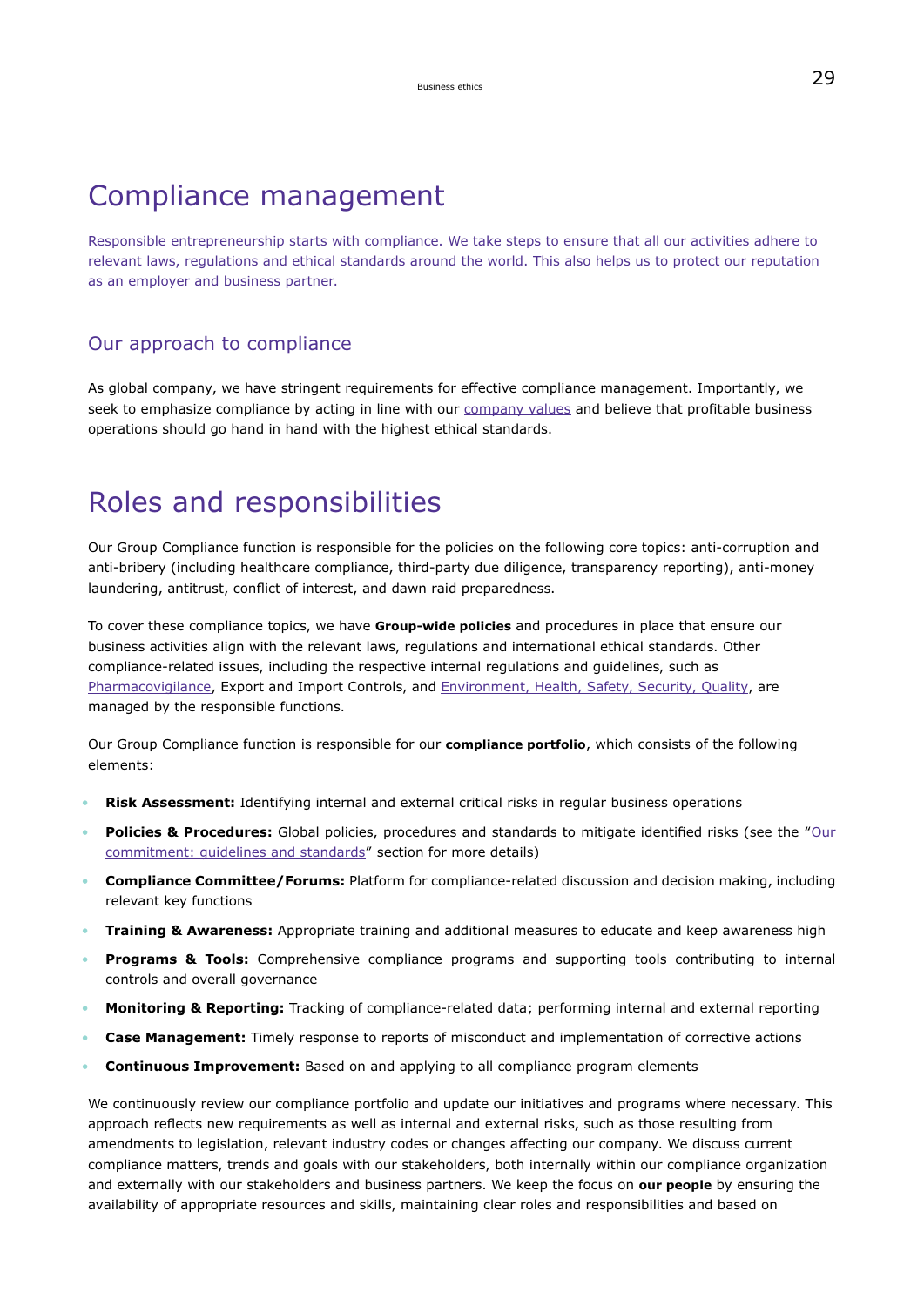# Compliance management

Responsible entrepreneurship starts with compliance. We take steps to ensure that all our activities adhere to relevant laws, regulations and ethical standards around the world. This also helps us to protect our reputation as an employer and business partner.

## Our approach to compliance

As global company, we have stringent requirements for effective compliance management. Importantly, we seek to emphasize compliance by acting in line with our company values and believe that profitable business operations should go hand in hand with the highest ethical standards.

# Roles and responsibilities

Our Group Compliance function is responsible for the policies on the following core topics: anti-corruption and anti-bribery (including healthcare compliance, third-party due diligence, transparency reporting), anti-money laundering, antitrust, conflict of interest, and dawn raid preparedness.

To cover these compliance topics, we have **Group-wide policies** and procedures in place that ensure our business activities align with the relevant laws, regulations and international ethical standards. Other compliance-related issues, including the respective internal regulations and guidelines, such as Pharmacovigilance, Export and Import Controls, and Environment, Health, Safety, Security, Quality, are managed by the responsible functions.

Our Group Compliance function is responsible for our **compliance portfolio**, which consists of the following elements:

- **Risk Assessment:** Identifying internal and external critical risks in regular business operations
- **Policies & Procedures:** Global policies, procedures and standards to mitigate identified risks (see the "Our commitment: guidelines and standards" section for more details)
- **Compliance Committee/Forums:** Platform for compliance-related discussion and decision making, including relevant key functions
- **Training & Awareness:** Appropriate training and additional measures to educate and keep awareness high
- **Programs & Tools:** Comprehensive compliance programs and supporting tools contributing to internal controls and overall governance
- **Monitoring & Reporting:** Tracking of compliance-related data; performing internal and external reporting
- **Case Management:** Timely response to reports of misconduct and implementation of corrective actions
- **Continuous Improvement:** Based on and applying to all compliance program elements

We continuously review our compliance portfolio and update our initiatives and programs where necessary. This approach reflects new requirements as well as internal and external risks, such as those resulting from amendments to legislation, relevant industry codes or changes affecting our company. We discuss current compliance matters, trends and goals with our stakeholders, both internally within our compliance organization and externally with our stakeholders and business partners. We keep the focus on **our people** by ensuring the availability of appropriate resources and skills, maintaining clear roles and responsibilities and based on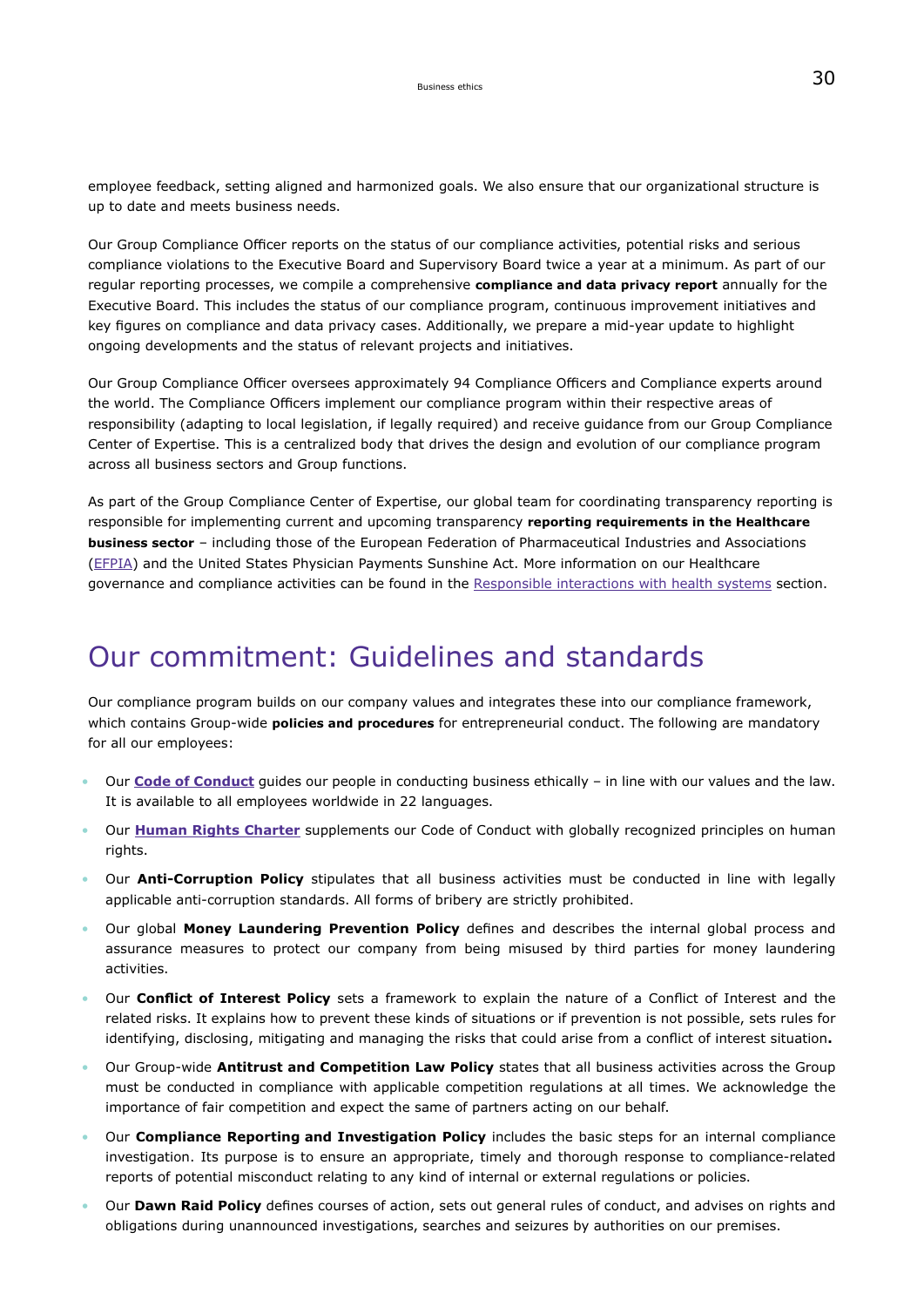employee feedback, setting aligned and harmonized goals. We also ensure that our organizational structure is up to date and meets business needs.

Our Group Compliance Officer reports on the status of our compliance activities, potential risks and serious compliance violations to the Executive Board and Supervisory Board twice a year at a minimum. As part of our regular reporting processes, we compile a comprehensive **compliance and data privacy report** annually for the Executive Board. This includes the status of our compliance program, continuous improvement initiatives and key figures on compliance and data privacy cases. Additionally, we prepare a mid-year update to highlight ongoing developments and the status of relevant projects and initiatives.

Our Group Compliance Officer oversees approximately 94 Compliance Officers and Compliance experts around the world. The Compliance Officers implement our compliance program within their respective areas of responsibility (adapting to local legislation, if legally required) and receive guidance from our Group Compliance Center of Expertise. This is a centralized body that drives the design and evolution of our compliance program across all business sectors and Group functions.

As part of the Group Compliance Center of Expertise, our global team for coordinating transparency reporting is responsible for implementing current and upcoming transparency **reporting requirements in the Healthcare business sector** – including those of the European Federation of Pharmaceutical Industries and Associations (EFPIA) and the United States Physician Payments Sunshine Act. More information on our Healthcare governance and compliance activities can be found in the Responsible interactions with health systems section.

# Our commitment: Guidelines and standards

Our compliance program builds on our company values and integrates these into our compliance framework, which contains Group-wide **policies and procedures** for entrepreneurial conduct. The following are mandatory for all our employees:

- Our **Code of Conduct** guides our people in conducting business ethically – in line with our values and the law. It is available to all employees worldwide in 22 languages.
- Our **Human Rights Charter** supplements our Code of Conduct with globally recognized principles on human rights.
- Our **Anti-Corruption Policy** stipulates that all business activities must be conducted in line with legally applicable anti-corruption standards. All forms of bribery are strictly prohibited.
- Our global **Money Laundering Prevention Policy** defines and describes the internal global process and assurance measures to protect our company from being misused by third parties for money laundering activities.
- Our **Conflict of Interest Policy** sets a framework to explain the nature of a Conflict of Interest and the related risks. It explains how to prevent these kinds of situations or if prevention is not possible, sets rules for identifying, disclosing, mitigating and managing the risks that could arise from a conflict of interest situation**.**
- Our Group-wide **Antitrust and Competition Law Policy** states that all business activities across the Group must be conducted in compliance with applicable competition regulations at all times. We acknowledge the importance of fair competition and expect the same of partners acting on our behalf.
- Our **Compliance Reporting and Investigation Policy** includes the basic steps for an internal compliance investigation. Its purpose is to ensure an appropriate, timely and thorough response to compliance-related reports of potential misconduct relating to any kind of internal or external regulations or policies.
- Our **Dawn Raid Policy** defines courses of action, sets out general rules of conduct, and advises on rights and obligations during unannounced investigations, searches and seizures by authorities on our premises.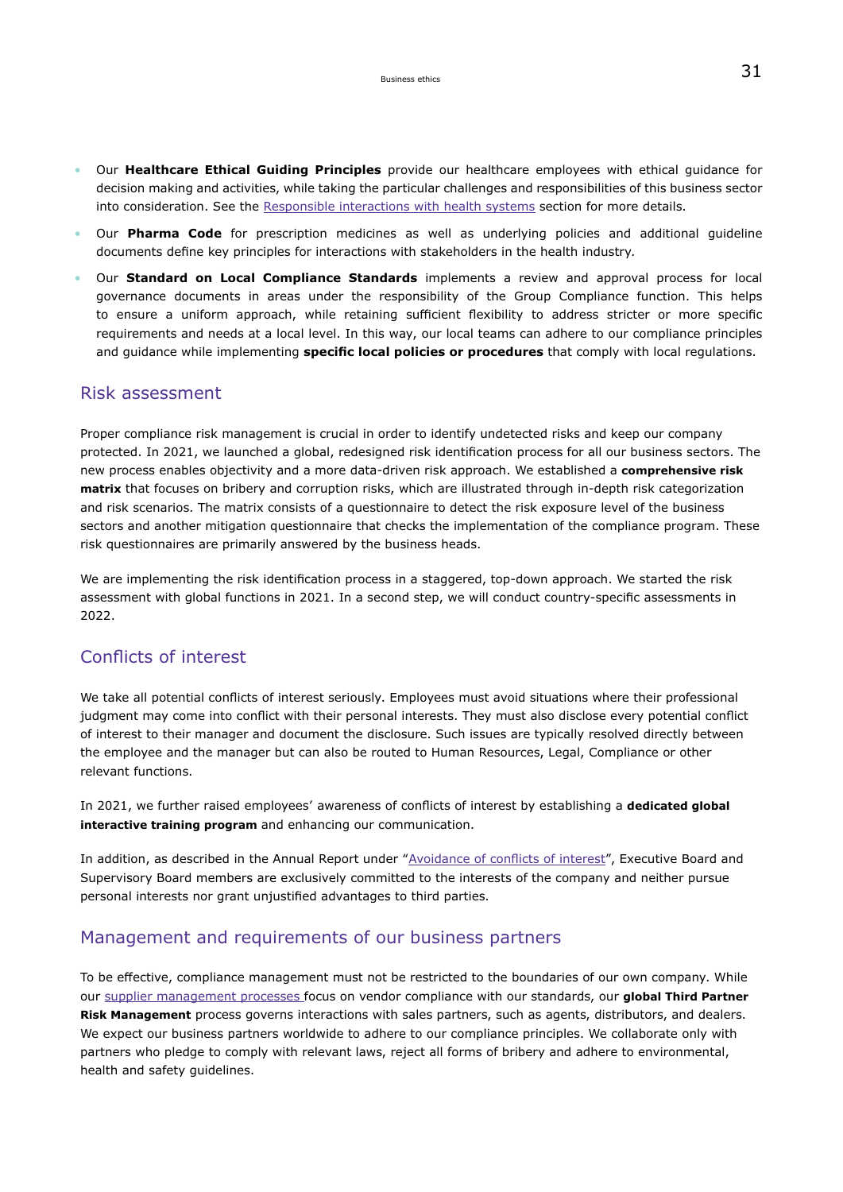- Our **Healthcare Ethical Guiding Principles** provide our healthcare employees with ethical guidance for decision making and activities, while taking the particular challenges and responsibilities of this business sector into consideration. See the Responsible interactions with health systems section for more details.
- Our **Pharma Code** for prescription medicines as well as underlying policies and additional guideline documents define key principles for interactions with stakeholders in the health industry.
- Our **Standard on Local Compliance Standards** implements a review and approval process for local governance documents in areas under the responsibility of the Group Compliance function. This helps to ensure a uniform approach, while retaining sufficient flexibility to address stricter or more specific requirements and needs at a local level. In this way, our local teams can adhere to our compliance principles and guidance while implementing **specific local policies or procedures** that comply with local regulations.

## Risk assessment

Proper compliance risk management is crucial in order to identify undetected risks and keep our company protected. In 2021, we launched a global, redesigned risk identification process for all our business sectors. The new process enables objectivity and a more data-driven risk approach. We established a **comprehensive risk matrix** that focuses on bribery and corruption risks, which are illustrated through in-depth risk categorization and risk scenarios. The matrix consists of a questionnaire to detect the risk exposure level of the business sectors and another mitigation questionnaire that checks the implementation of the compliance program. These risk questionnaires are primarily answered by the business heads.

We are implementing the risk identification process in a staggered, top-down approach. We started the risk assessment with global functions in 2021. In a second step, we will conduct country-specific assessments in 2022.

## Conflicts of interest

We take all potential conflicts of interest seriously. Employees must avoid situations where their professional judgment may come into conflict with their personal interests. They must also disclose every potential conflict of interest to their manager and document the disclosure. Such issues are typically resolved directly between the employee and the manager but can also be routed to Human Resources, Legal, Compliance or other relevant functions.

In 2021, we further raised employees' awareness of conflicts of interest by establishing a **dedicated global interactive training program** and enhancing our communication.

In addition, as described in the Annual Report under "Avoidance of conflicts of interest", Executive Board and Supervisory Board members are exclusively committed to the interests of the company and neither pursue personal interests nor grant unjustified advantages to third parties.

## Management and requirements of our business partners

To be effective, compliance management must not be restricted to the boundaries of our own company. While our supplier management processes focus on vendor compliance with our standards, our **global Third Partner Risk Management** process governs interactions with sales partners, such as agents, distributors, and dealers. We expect our business partners worldwide to adhere to our compliance principles. We collaborate only with partners who pledge to comply with relevant laws, reject all forms of bribery and adhere to environmental, health and safety guidelines.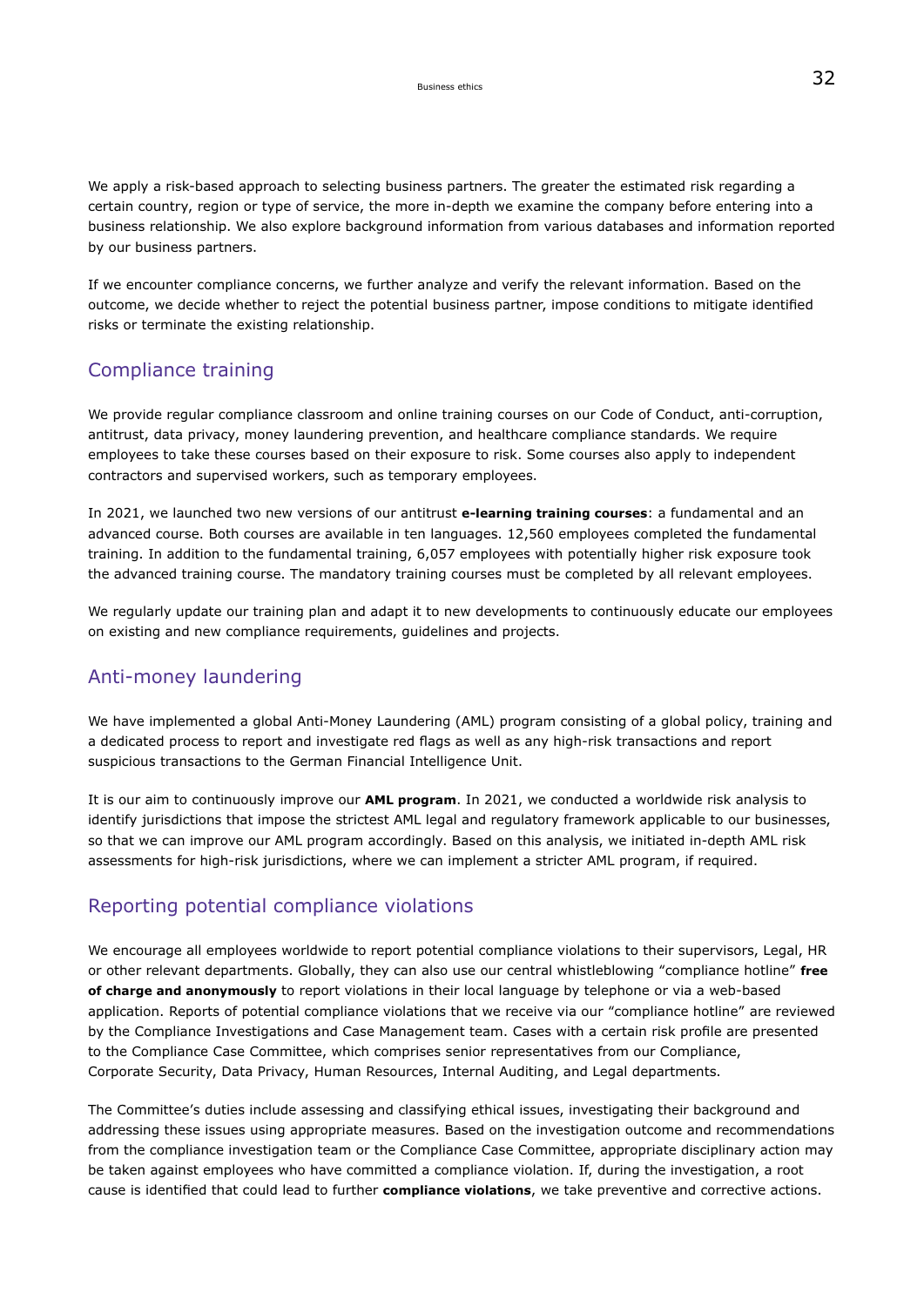We apply a risk-based approach to selecting business partners. The greater the estimated risk regarding a certain country, region or type of service, the more in-depth we examine the company before entering into a business relationship. We also explore background information from various databases and information reported by our business partners.

If we encounter compliance concerns, we further analyze and verify the relevant information. Based on the outcome, we decide whether to reject the potential business partner, impose conditions to mitigate identified risks or terminate the existing relationship.

## Compliance training

We provide regular compliance classroom and online training courses on our Code of Conduct, anti-corruption, antitrust, data privacy, money laundering prevention, and healthcare compliance standards. We require employees to take these courses based on their exposure to risk. Some courses also apply to independent contractors and supervised workers, such as temporary employees.

In 2021, we launched two new versions of our antitrust **e-learning training courses**: a fundamental and an advanced course. Both courses are available in ten languages. 12,560 employees completed the fundamental training. In addition to the fundamental training, 6,057 employees with potentially higher risk exposure took the advanced training course. The mandatory training courses must be completed by all relevant employees.

We regularly update our training plan and adapt it to new developments to continuously educate our employees on existing and new compliance requirements, guidelines and projects.

## Anti-money laundering

We have implemented a global Anti-Money Laundering (AML) program consisting of a global policy, training and a dedicated process to report and investigate red flags as well as any high-risk transactions and report suspicious transactions to the German Financial Intelligence Unit.

It is our aim to continuously improve our **AML program**. In 2021, we conducted a worldwide risk analysis to identify jurisdictions that impose the strictest AML legal and regulatory framework applicable to our businesses, so that we can improve our AML program accordingly. Based on this analysis, we initiated in-depth AML risk assessments for high-risk jurisdictions, where we can implement a stricter AML program, if required.

## Reporting potential compliance violations

We encourage all employees worldwide to report potential compliance violations to their supervisors, Legal, HR or other relevant departments. Globally, they can also use our central whistleblowing "compliance hotline" **free of charge and anonymously** to report violations in their local language by telephone or via a web-based application. Reports of potential compliance violations that we receive via our "compliance hotline" are reviewed by the Compliance Investigations and Case Management team. Cases with a certain risk profile are presented to the Compliance Case Committee, which comprises senior representatives from our Compliance, Corporate Security, Data Privacy, Human Resources, Internal Auditing, and Legal departments.

The Committee's duties include assessing and classifying ethical issues, investigating their background and addressing these issues using appropriate measures. Based on the investigation outcome and recommendations from the compliance investigation team or the Compliance Case Committee, appropriate disciplinary action may be taken against employees who have committed a compliance violation. If, during the investigation, a root cause is identified that could lead to further **compliance violations**, we take preventive and corrective actions.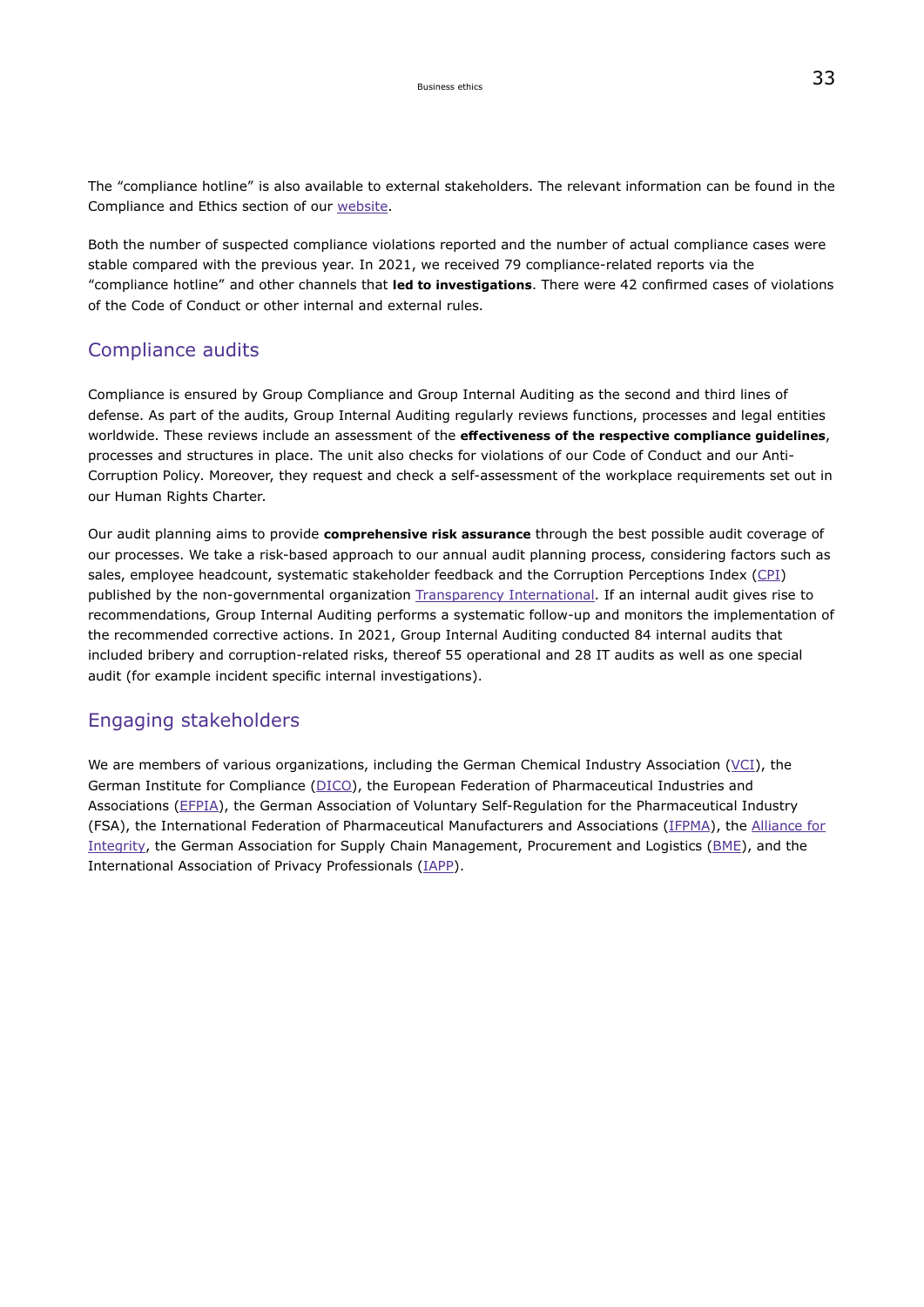The “compliance hotline” is also available to external stakeholders. The relevant information can be found in the Compliance and Ethics section of our website.

Both the number of suspected compliance violations reported and the number of actual compliance cases were stable compared with the previous year. In 2021, we received 79 compliance-related reports via the “compliance hotline” and other channels that **led to investigations**. There were 42 confirmed cases of violations of the Code of Conduct or other internal and external rules.

## Compliance audits

Compliance is ensured by Group Compliance and Group Internal Auditing as the second and third lines of defense. As part of the audits, Group Internal Auditing regularly reviews functions, processes and legal entities worldwide. These reviews include an assessment of the **effectiveness of the respective compliance guidelines**, processes and structures in place. The unit also checks for violations of our Code of Conduct and our Anti-Corruption Policy. Moreover, they request and check a self-assessment of the workplace requirements set out in our Human Rights Charter.

Our audit planning aims to provide **comprehensive risk assurance** through the best possible audit coverage of our processes. We take a risk-based approach to our annual audit planning process, considering factors such as sales, employee headcount, systematic stakeholder feedback and the Corruption Perceptions Index (CPI) published by the non-governmental organization Transparency International. If an internal audit gives rise to recommendations, Group Internal Auditing performs a systematic follow-up and monitors the implementation of the recommended corrective actions. In 2021, Group Internal Auditing conducted 84 internal audits that included bribery and corruption-related risks, thereof 55 operational and 28 IT audits as well as one special audit (for example incident specific internal investigations).

## Engaging stakeholders

We are members of various organizations, including the German Chemical Industry Association (VCI), the German Institute for Compliance (DICO), the European Federation of Pharmaceutical Industries and Associations (EFPIA), the German Association of Voluntary Self-Regulation for the Pharmaceutical Industry (FSA), the International Federation of Pharmaceutical Manufacturers and Associations (IFPMA), the Alliance for Integrity, the German Association for Supply Chain Management, Procurement and Logistics (BME), and the International Association of Privacy Professionals (IAPP).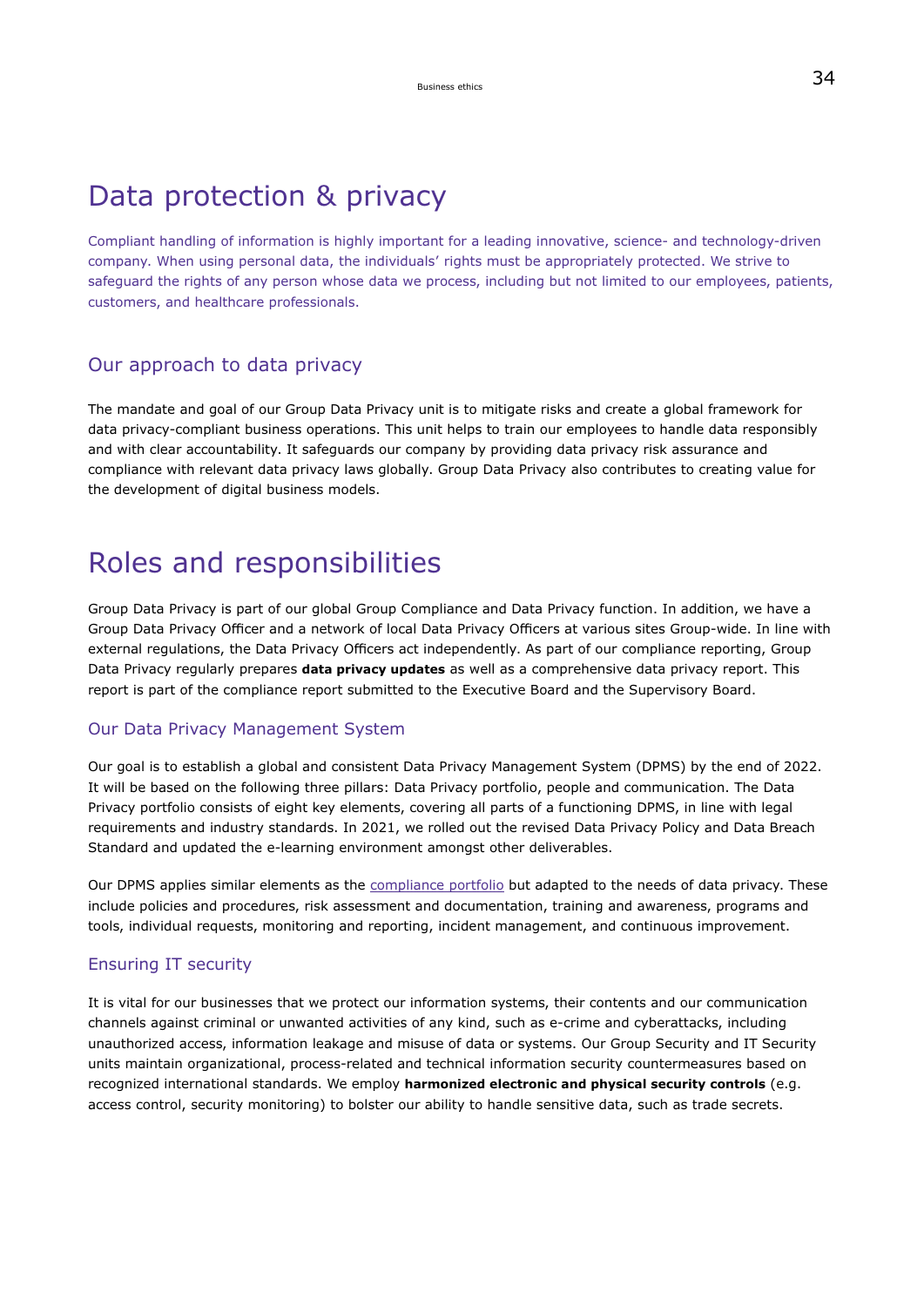# Data protection & privacy

Compliant handling of information is highly important for a leading innovative, science- and technology-driven company. When using personal data, the individuals' rights must be appropriately protected. We strive to safeguard the rights of any person whose data we process, including but not limited to our employees, patients, customers, and healthcare professionals.

## Our approach to data privacy

The mandate and goal of our Group Data Privacy unit is to mitigate risks and create a global framework for data privacy-compliant business operations. This unit helps to train our employees to handle data responsibly and with clear accountability. It safeguards our company by providing data privacy risk assurance and compliance with relevant data privacy laws globally. Group Data Privacy also contributes to creating value for the development of digital business models.

# Roles and responsibilities

Group Data Privacy is part of our global Group Compliance and Data Privacy function. In addition, we have a Group Data Privacy Officer and a network of local Data Privacy Officers at various sites Group-wide. In line with external regulations, the Data Privacy Officers act independently. As part of our compliance reporting, Group Data Privacy regularly prepares **data privacy updates** as well as a comprehensive data privacy report. This report is part of the compliance report submitted to the Executive Board and the Supervisory Board.

## Our Data Privacy Management System

Our goal is to establish a global and consistent Data Privacy Management System (DPMS) by the end of 2022. It will be based on the following three pillars: Data Privacy portfolio, people and communication. The Data Privacy portfolio consists of eight key elements, covering all parts of a functioning DPMS, in line with legal requirements and industry standards. In 2021, we rolled out the revised Data Privacy Policy and Data Breach Standard and updated the e-learning environment amongst other deliverables.

Our DPMS applies similar elements as the compliance portfolio but adapted to the needs of data privacy. These include policies and procedures, risk assessment and documentation, training and awareness, programs and tools, individual requests, monitoring and reporting, incident management, and continuous improvement.

## Ensuring IT security

It is vital for our businesses that we protect our information systems, their contents and our communication channels against criminal or unwanted activities of any kind, such as e-crime and cyberattacks, including unauthorized access, information leakage and misuse of data or systems. Our Group Security and IT Security units maintain organizational, process-related and technical information security countermeasures based on recognized international standards. We employ **harmonized electronic and physical security controls** (e.g. access control, security monitoring) to bolster our ability to handle sensitive data, such as trade secrets.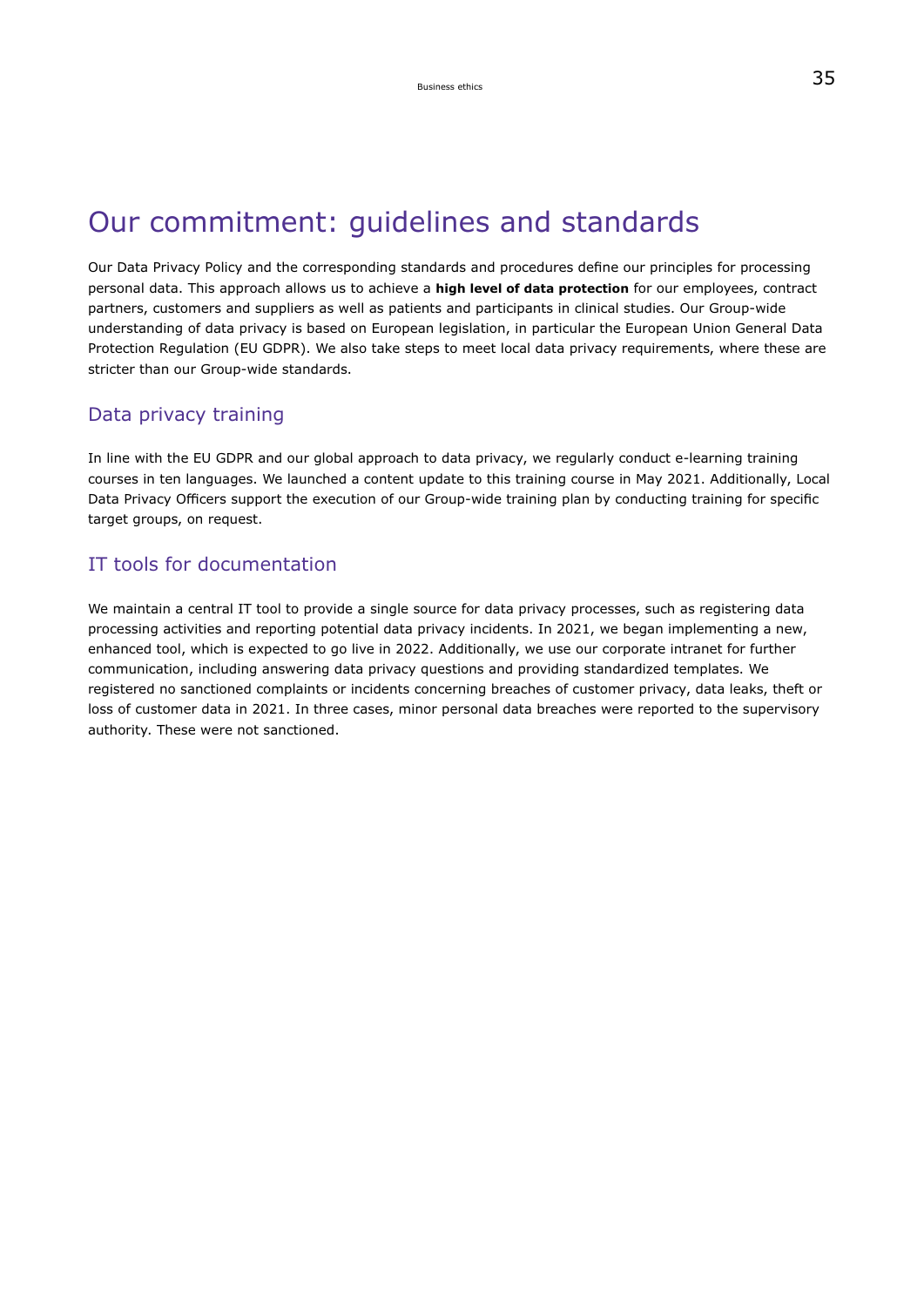# Our commitment: guidelines and standards

Our Data Privacy Policy and the corresponding standards and procedures define our principles for processing personal data. This approach allows us to achieve a **high level of data protection** for our employees, contract partners, customers and suppliers as well as patients and participants in clinical studies. Our Group-wide understanding of data privacy is based on European legislation, in particular the European Union General Data Protection Regulation (EU GDPR). We also take steps to meet local data privacy requirements, where these are stricter than our Group-wide standards.

## Data privacy training

In line with the EU GDPR and our global approach to data privacy, we regularly conduct e-learning training courses in ten languages. We launched a content update to this training course in May 2021. Additionally, Local Data Privacy Officers support the execution of our Group-wide training plan by conducting training for specific target groups, on request.

## IT tools for documentation

We maintain a central IT tool to provide a single source for data privacy processes, such as registering data processing activities and reporting potential data privacy incidents. In 2021, we began implementing a new, enhanced tool, which is expected to go live in 2022. Additionally, we use our corporate intranet for further communication, including answering data privacy questions and providing standardized templates. We registered no sanctioned complaints or incidents concerning breaches of customer privacy, data leaks, theft or loss of customer data in 2021. In three cases, minor personal data breaches were reported to the supervisory authority. These were not sanctioned.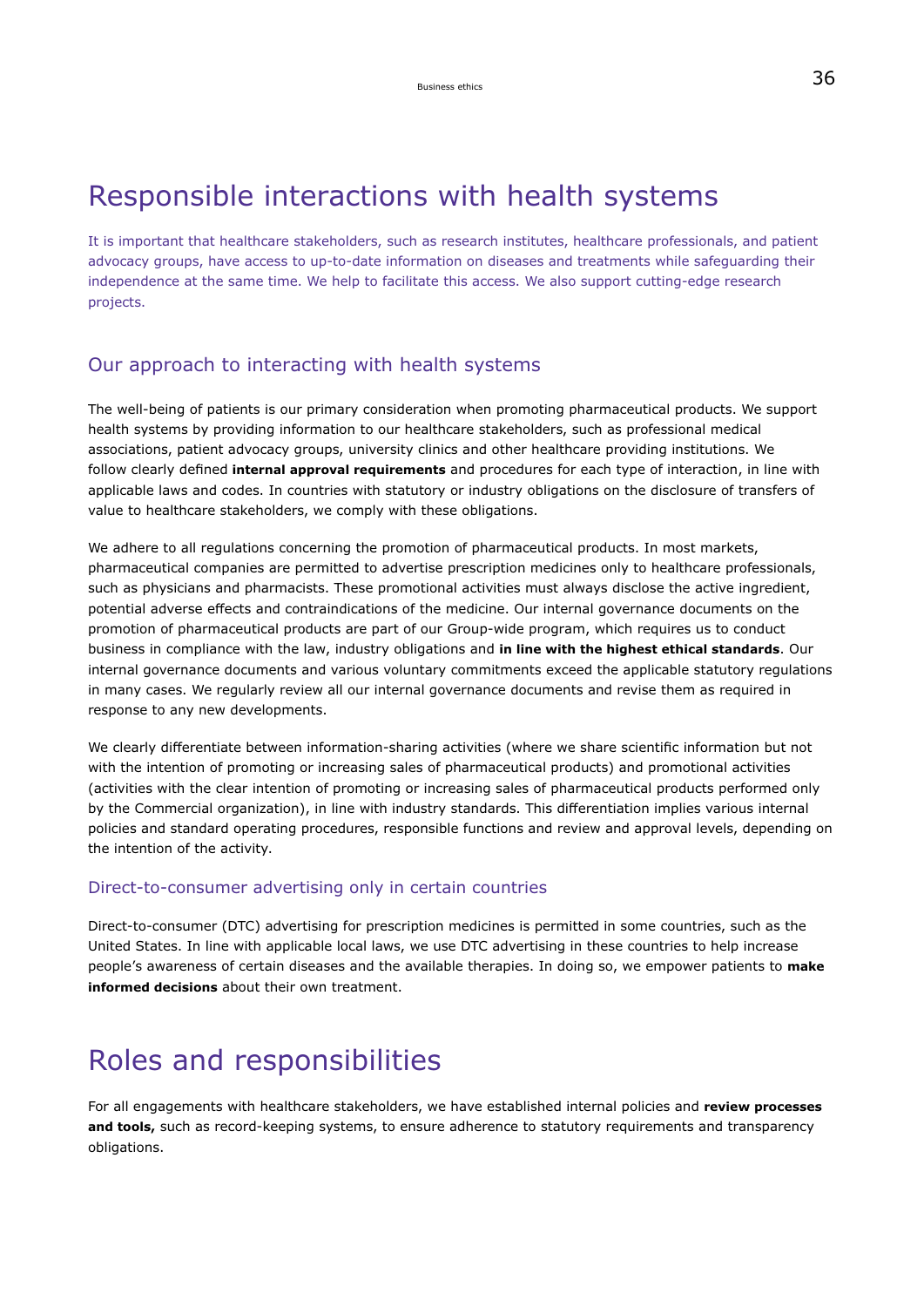# Responsible interactions with health systems

It is important that healthcare stakeholders, such as research institutes, healthcare professionals, and patient advocacy groups, have access to up-to-date information on diseases and treatments while safeguarding their independence at the same time. We help to facilitate this access. We also support cutting-edge research projects.

## Our approach to interacting with health systems

The well-being of patients is our primary consideration when promoting pharmaceutical products. We support health systems by providing information to our healthcare stakeholders, such as professional medical associations, patient advocacy groups, university clinics and other healthcare providing institutions. We follow clearly defined **internal approval requirements** and procedures for each type of interaction, in line with applicable laws and codes. In countries with statutory or industry obligations on the disclosure of transfers of value to healthcare stakeholders, we comply with these obligations.

We adhere to all regulations concerning the promotion of pharmaceutical products. In most markets, pharmaceutical companies are permitted to advertise prescription medicines only to healthcare professionals, such as physicians and pharmacists. These promotional activities must always disclose the active ingredient, potential adverse effects and contraindications of the medicine. Our internal governance documents on the promotion of pharmaceutical products are part of our Group-wide program, which requires us to conduct business in compliance with the law, industry obligations and **in line with the highest ethical standards**. Our internal governance documents and various voluntary commitments exceed the applicable statutory regulations in many cases. We regularly review all our internal governance documents and revise them as required in response to any new developments.

We clearly differentiate between information-sharing activities (where we share scientific information but not with the intention of promoting or increasing sales of pharmaceutical products) and promotional activities (activities with the clear intention of promoting or increasing sales of pharmaceutical products performed only by the Commercial organization), in line with industry standards. This differentiation implies various internal policies and standard operating procedures, responsible functions and review and approval levels, depending on the intention of the activity.

### Direct-to-consumer advertising only in certain countries

Direct-to-consumer (DTC) advertising for prescription medicines is permitted in some countries, such as the United States. In line with applicable local laws, we use DTC advertising in these countries to help increase people's awareness of certain diseases and the available therapies. In doing so, we empower patients to **make informed decisions** about their own treatment.

# Roles and responsibilities

For all engagements with healthcare stakeholders, we have established internal policies and **review processes and tools,** such as record-keeping systems, to ensure adherence to statutory requirements and transparency obligations.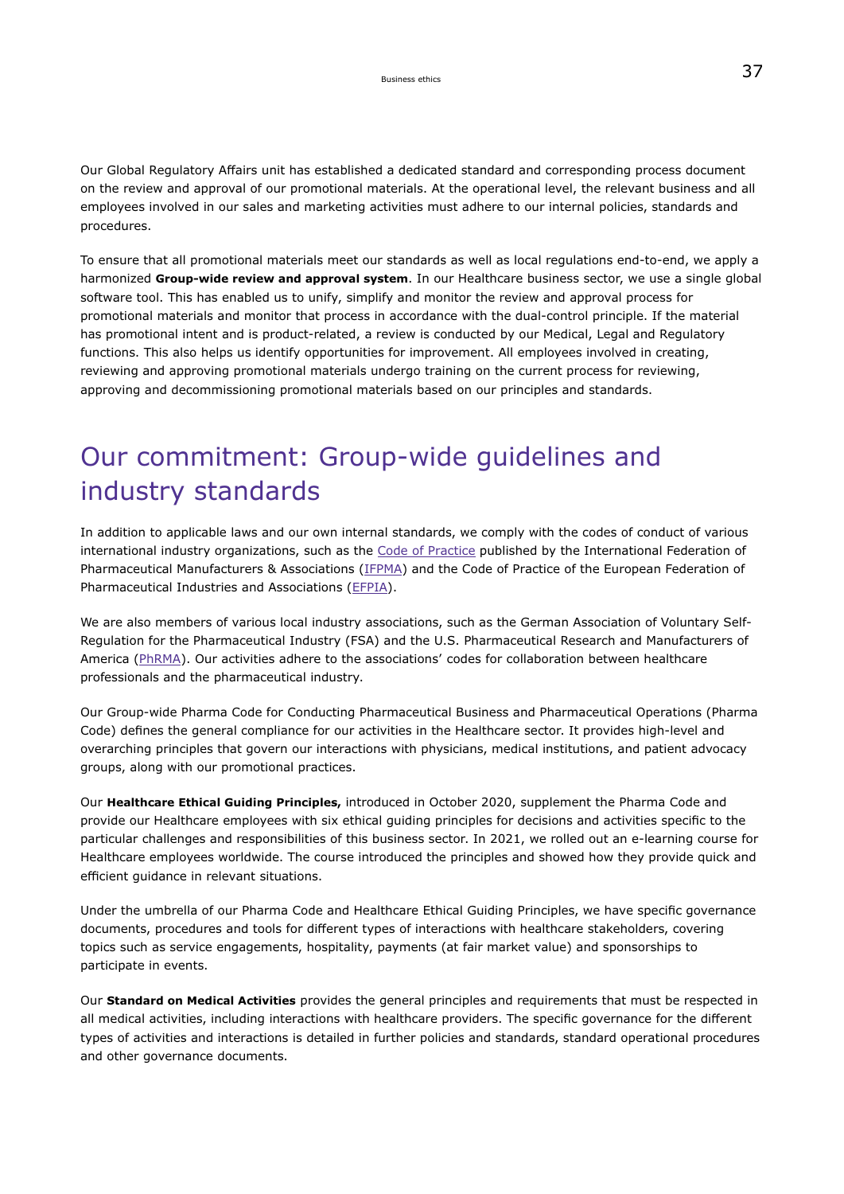Our Global Regulatory Affairs unit has established a dedicated standard and corresponding process document on the review and approval of our promotional materials. At the operational level, the relevant business and all employees involved in our sales and marketing activities must adhere to our internal policies, standards and procedures.

To ensure that all promotional materials meet our standards as well as local regulations end-to-end, we apply a harmonized **Group-wide review and approval system**. In our Healthcare business sector, we use a single global software tool. This has enabled us to unify, simplify and monitor the review and approval process for promotional materials and monitor that process in accordance with the dual-control principle. If the material has promotional intent and is product-related, a review is conducted by our Medical, Legal and Regulatory functions. This also helps us identify opportunities for improvement. All employees involved in creating, reviewing and approving promotional materials undergo training on the current process for reviewing, approving and decommissioning promotional materials based on our principles and standards.

# Our commitment: Group-wide guidelines and industry standards

In addition to applicable laws and our own internal standards, we comply with the codes of conduct of various international industry organizations, such as the Code of Practice published by the International Federation of Pharmaceutical Manufacturers & Associations (IFPMA) and the Code of Practice of the European Federation of Pharmaceutical Industries and Associations (EFPIA).

We are also members of various local industry associations, such as the German Association of Voluntary Self-Regulation for the Pharmaceutical Industry (FSA) and the U.S. Pharmaceutical Research and Manufacturers of America (PhRMA). Our activities adhere to the associations' codes for collaboration between healthcare professionals and the pharmaceutical industry.

Our Group-wide Pharma Code for Conducting Pharmaceutical Business and Pharmaceutical Operations (Pharma Code) defines the general compliance for our activities in the Healthcare sector. It provides high-level and overarching principles that govern our interactions with physicians, medical institutions, and patient advocacy groups, along with our promotional practices.

Our **Healthcare Ethical Guiding Principles,** introduced in October 2020, supplement the Pharma Code and provide our Healthcare employees with six ethical guiding principles for decisions and activities specific to the particular challenges and responsibilities of this business sector. In 2021, we rolled out an e-learning course for Healthcare employees worldwide. The course introduced the principles and showed how they provide quick and efficient guidance in relevant situations.

Under the umbrella of our Pharma Code and Healthcare Ethical Guiding Principles, we have specific governance documents, procedures and tools for different types of interactions with healthcare stakeholders, covering topics such as service engagements, hospitality, payments (at fair market value) and sponsorships to participate in events.

Our **Standard on Medical Activities** provides the general principles and requirements that must be respected in all medical activities, including interactions with healthcare providers. The specific governance for the different types of activities and interactions is detailed in further policies and standards, standard operational procedures and other governance documents.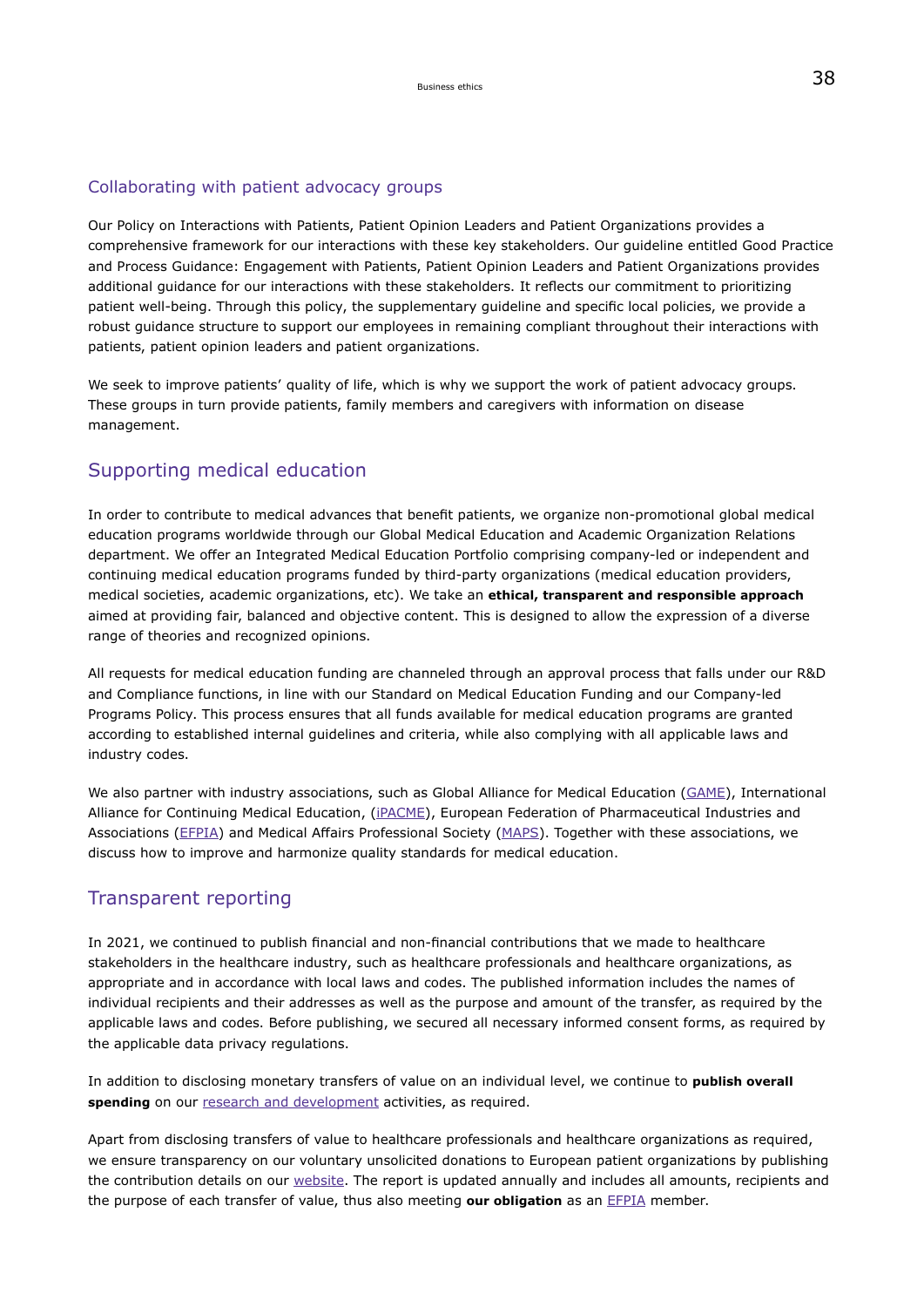## Collaborating with patient advocacy groups

Our Policy on Interactions with Patients, Patient Opinion Leaders and Patient Organizations provides a comprehensive framework for our interactions with these key stakeholders. Our guideline entitled Good Practice and Process Guidance: Engagement with Patients, Patient Opinion Leaders and Patient Organizations provides additional guidance for our interactions with these stakeholders. It reflects our commitment to prioritizing patient well-being. Through this policy, the supplementary guideline and specific local policies, we provide a robust guidance structure to support our employees in remaining compliant throughout their interactions with patients, patient opinion leaders and patient organizations.

We seek to improve patients' quality of life, which is why we support the work of patient advocacy groups. These groups in turn provide patients, family members and caregivers with information on disease management.

## Supporting medical education

In order to contribute to medical advances that benefit patients, we organize non-promotional global medical education programs worldwide through our Global Medical Education and Academic Organization Relations department. We offer an Integrated Medical Education Portfolio comprising company-led or independent and continuing medical education programs funded by third-party organizations (medical education providers, medical societies, academic organizations, etc). We take an **ethical, transparent and responsible approach** aimed at providing fair, balanced and objective content. This is designed to allow the expression of a diverse range of theories and recognized opinions.

All requests for medical education funding are channeled through an approval process that falls under our R&D and Compliance functions, in line with our Standard on Medical Education Funding and our Company-led Programs Policy. This process ensures that all funds available for medical education programs are granted according to established internal guidelines and criteria, while also complying with all applicable laws and industry codes.

We also partner with industry associations, such as Global Alliance for Medical Education (GAME), International Alliance for Continuing Medical Education, (iPACME), European Federation of Pharmaceutical Industries and Associations (EFPIA) and Medical Affairs Professional Society (MAPS). Together with these associations, we discuss how to improve and harmonize quality standards for medical education.

## Transparent reporting

In 2021, we continued to publish financial and non-financial contributions that we made to healthcare stakeholders in the healthcare industry, such as healthcare professionals and healthcare organizations, as appropriate and in accordance with local laws and codes. The published information includes the names of individual recipients and their addresses as well as the purpose and amount of the transfer, as required by the applicable laws and codes. Before publishing, we secured all necessary informed consent forms, as required by the applicable data privacy regulations.

In addition to disclosing monetary transfers of value on an individual level, we continue to **publish overall spending** on our research and development activities, as required.

Apart from disclosing transfers of value to healthcare professionals and healthcare organizations as required, we ensure transparency on our voluntary unsolicited donations to European patient organizations by publishing the contribution details on our website. The report is updated annually and includes all amounts, recipients and the purpose of each transfer of value, thus also meeting **our obligation** as an EFPIA member.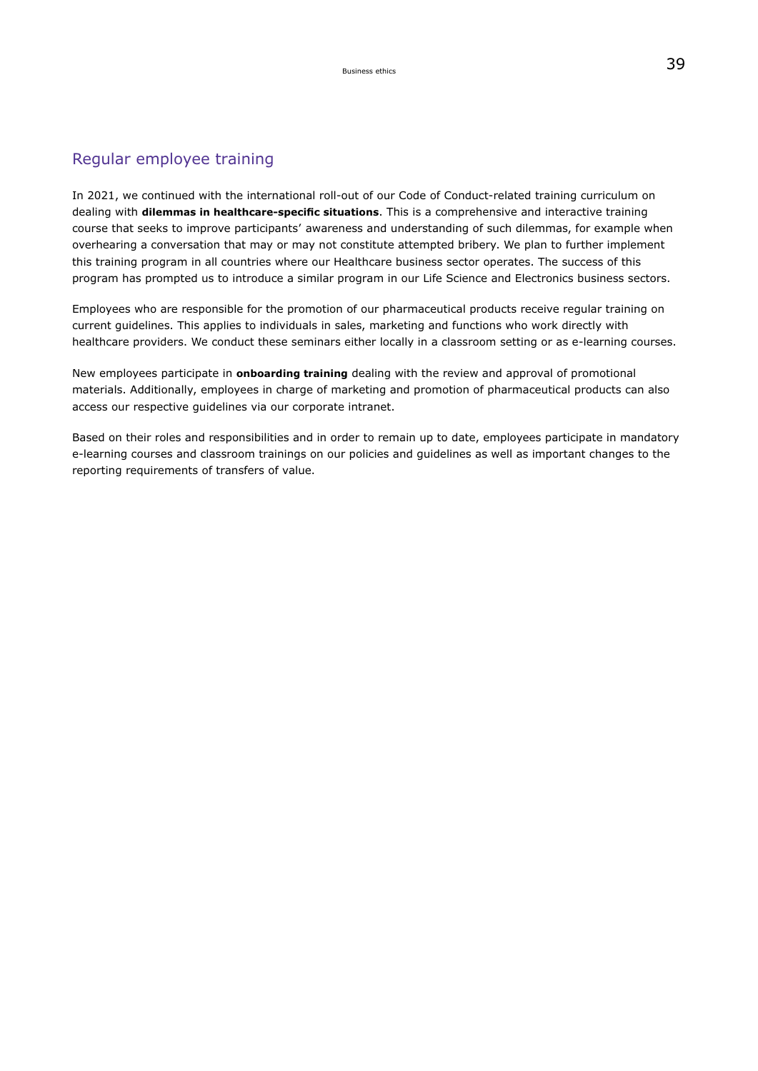## Regular employee training

In 2021, we continued with the international roll-out of our Code of Conduct-related training curriculum on dealing with **dilemmas in healthcare-specific situations**. This is a comprehensive and interactive training course that seeks to improve participants' awareness and understanding of such dilemmas, for example when overhearing a conversation that may or may not constitute attempted bribery. We plan to further implement this training program in all countries where our Healthcare business sector operates. The success of this program has prompted us to introduce a similar program in our Life Science and Electronics business sectors.

Employees who are responsible for the promotion of our pharmaceutical products receive regular training on current guidelines. This applies to individuals in sales, marketing and functions who work directly with healthcare providers. We conduct these seminars either locally in a classroom setting or as e-learning courses.

New employees participate in **onboarding training** dealing with the review and approval of promotional materials. Additionally, employees in charge of marketing and promotion of pharmaceutical products can also access our respective guidelines via our corporate intranet.

Based on their roles and responsibilities and in order to remain up to date, employees participate in mandatory e-learning courses and classroom trainings on our policies and guidelines as well as important changes to the reporting requirements of transfers of value.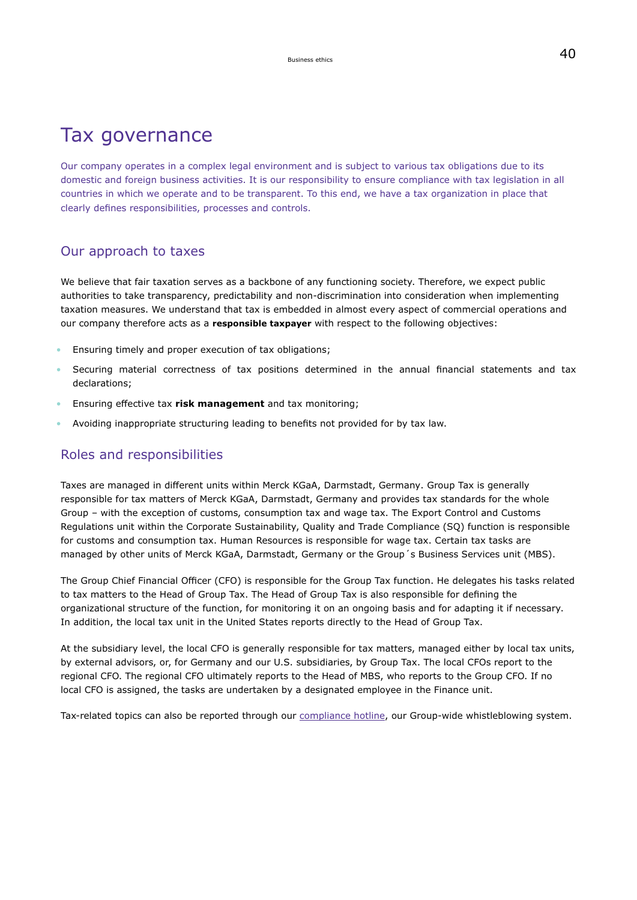# Tax governance

Our company operates in a complex legal environment and is subject to various tax obligations due to its domestic and foreign business activities. It is our responsibility to ensure compliance with tax legislation in all countries in which we operate and to be transparent. To this end, we have a tax organization in place that clearly defines responsibilities, processes and controls.

## Our approach to taxes

We believe that fair taxation serves as a backbone of any functioning society. Therefore, we expect public authorities to take transparency, predictability and non-discrimination into consideration when implementing taxation measures. We understand that tax is embedded in almost every aspect of commercial operations and our company therefore acts as a **responsible taxpayer** with respect to the following objectives:

- Ensuring timely and proper execution of tax obligations;
- Securing material correctness of tax positions determined in the annual financial statements and tax declarations;
- Ensuring effective tax **risk management** and tax monitoring;
- Avoiding inappropriate structuring leading to benefits not provided for by tax law.

## Roles and responsibilities

Taxes are managed in different units within Merck KGaA, Darmstadt, Germany. Group Tax is generally responsible for tax matters of Merck KGaA, Darmstadt, Germany and provides tax standards for the whole Group – with the exception of customs, consumption tax and wage tax. The Export Control and Customs Regulations unit within the Corporate Sustainability, Quality and Trade Compliance (SQ) function is responsible for customs and consumption tax. Human Resources is responsible for wage tax. Certain tax tasks are managed by other units of Merck KGaA, Darmstadt, Germany or the Group´s Business Services unit (MBS).

The Group Chief Financial Officer (CFO) is responsible for the Group Tax function. He delegates his tasks related to tax matters to the Head of Group Tax. The Head of Group Tax is also responsible for defining the organizational structure of the function, for monitoring it on an ongoing basis and for adapting it if necessary. In addition, the local tax unit in the United States reports directly to the Head of Group Tax.

At the subsidiary level, the local CFO is generally responsible for tax matters, managed either by local tax units, by external advisors, or, for Germany and our U.S. subsidiaries, by Group Tax. The local CFOs report to the regional CFO. The regional CFO ultimately reports to the Head of MBS, who reports to the Group CFO. If no local CFO is assigned, the tasks are undertaken by a designated employee in the Finance unit.

Tax-related topics can also be reported through our compliance hotline, our Group-wide whistleblowing system.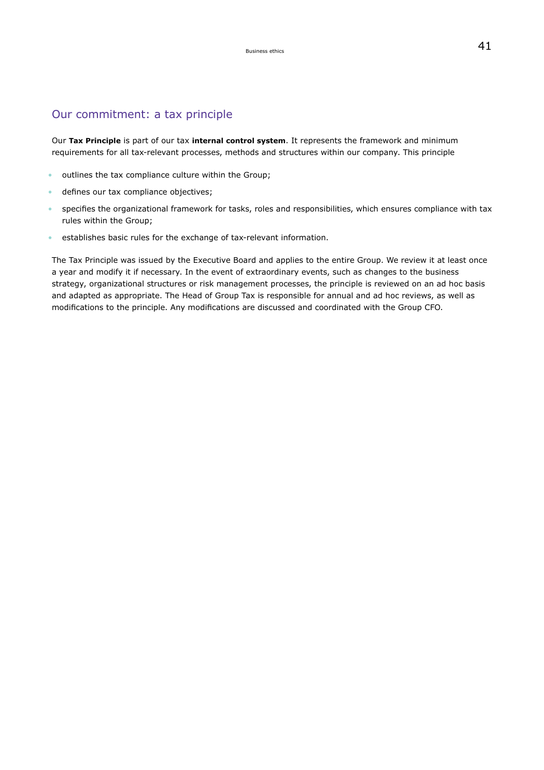## Our commitment: a tax principle

Our **Tax Principle** is part of our tax **internal control system**. It represents the framework and minimum requirements for all tax-relevant processes, methods and structures within our company. This principle

- outlines the tax compliance culture within the Group;
- defines our tax compliance objectives;
- specifies the organizational framework for tasks, roles and responsibilities, which ensures compliance with tax rules within the Group;
- establishes basic rules for the exchange of tax-relevant information.

The Tax Principle was issued by the Executive Board and applies to the entire Group. We review it at least once a year and modify it if necessary. In the event of extraordinary events, such as changes to the business strategy, organizational structures or risk management processes, the principle is reviewed on an ad hoc basis and adapted as appropriate. The Head of Group Tax is responsible for annual and ad hoc reviews, as well as modifications to the principle. Any modifications are discussed and coordinated with the Group CFO.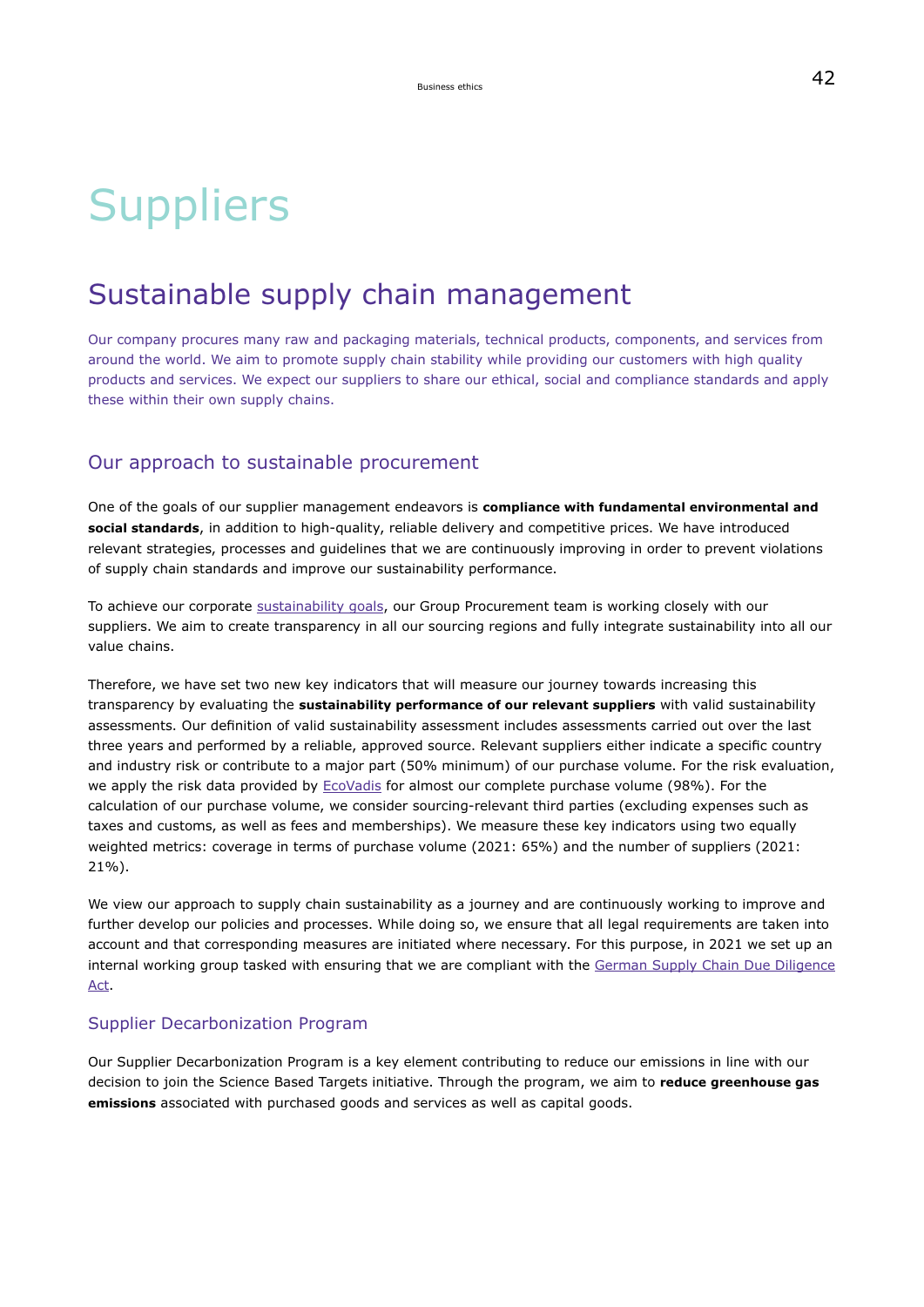# Suppliers

## Sustainable supply chain management

Our company procures many raw and packaging materials, technical products, components, and services from around the world. We aim to promote supply chain stability while providing our customers with high quality products and services. We expect our suppliers to share our ethical, social and compliance standards and apply these within their own supply chains.

### Our approach to sustainable procurement

One of the goals of our supplier management endeavors is **compliance with fundamental environmental and social standards**, in addition to high-quality, reliable delivery and competitive prices. We have introduced relevant strategies, processes and guidelines that we are continuously improving in order to prevent violations of supply chain standards and improve our sustainability performance.

To achieve our corporate sustainability goals, our Group Procurement team is working closely with our suppliers. We aim to create transparency in all our sourcing regions and fully integrate sustainability into all our value chains.

Therefore, we have set two new key indicators that will measure our journey towards increasing this transparency by evaluating the **sustainability performance of our relevant suppliers** with valid sustainability assessments. Our definition of valid sustainability assessment includes assessments carried out over the last three years and performed by a reliable, approved source. Relevant suppliers either indicate a specific country and industry risk or contribute to a major part (50% minimum) of our purchase volume. For the risk evaluation, we apply the risk data provided by EcoVadis for almost our complete purchase volume (98%). For the calculation of our purchase volume, we consider sourcing-relevant third parties (excluding expenses such as taxes and customs, as well as fees and memberships). We measure these key indicators using two equally weighted metrics: coverage in terms of purchase volume (2021: 65%) and the number of suppliers (2021: 21%).

We view our approach to supply chain sustainability as a journey and are continuously working to improve and further develop our policies and processes. While doing so, we ensure that all legal requirements are taken into account and that corresponding measures are initiated where necessary. For this purpose, in 2021 we set up an internal working group tasked with ensuring that we are compliant with the German Supply Chain Due Diligence Act.

#### Supplier Decarbonization Program

Our Supplier Decarbonization Program is a key element contributing to reduce our emissions in line with our decision to join the Science Based Targets initiative. Through the program, we aim to **reduce greenhouse gas emissions** associated with purchased goods and services as well as capital goods.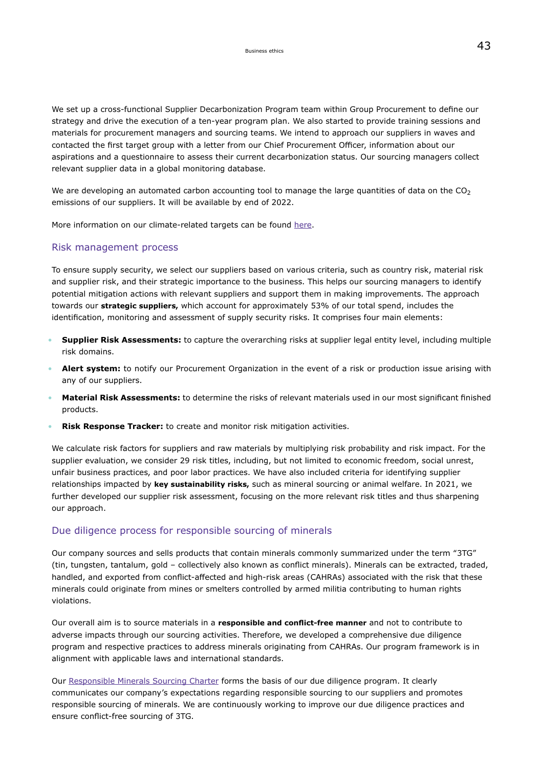We set up a cross-functional Supplier Decarbonization Program team within Group Procurement to define our strategy and drive the execution of a ten-year program plan. We also started to provide training sessions and materials for procurement managers and sourcing teams. We intend to approach our suppliers in waves and contacted the first target group with a letter from our Chief Procurement Officer, information about our aspirations and a questionnaire to assess their current decarbonization status. Our sourcing managers collect relevant supplier data in a global monitoring database.

We are developing an automated carbon accounting tool to manage the large quantities of data on the $CO_2$ emissions of our suppliers. It will be available by end of 2022.

More information on our climate-related targets can be found here.

## Risk management process

To ensure supply security, we select our suppliers based on various criteria, such as country risk, material risk and supplier risk, and their strategic importance to the business. This helps our sourcing managers to identify potential mitigation actions with relevant suppliers and support them in making improvements. The approach towards our **strategic suppliers,** which account for approximately 53% of our total spend, includes the identification, monitoring and assessment of supply security risks. It comprises four main elements:

- **Supplier Risk Assessments:** to capture the overarching risks at supplier legal entity level, including multiple risk domains.
- **Alert system:** to notify our Procurement Organization in the event of a risk or production issue arising with any of our suppliers.
- **Material Risk Assessments:** to determine the risks of relevant materials used in our most significant finished products.
- **Risk Response Tracker:** to create and monitor risk mitigation activities.

We calculate risk factors for suppliers and raw materials by multiplying risk probability and risk impact. For the supplier evaluation, we consider 29 risk titles, including, but not limited to economic freedom, social unrest, unfair business practices, and poor labor practices. We have also included criteria for identifying supplier relationships impacted by **key sustainability risks,** such as mineral sourcing or animal welfare. In 2021, we further developed our supplier risk assessment, focusing on the more relevant risk titles and thus sharpening our approach.

## Due diligence process for responsible sourcing of minerals

Our company sources and sells products that contain minerals commonly summarized under the term "3TG" (tin, tungsten, tantalum, gold – collectively also known as conflict minerals). Minerals can be extracted, traded, handled, and exported from conflict-affected and high-risk areas (CAHRAs) associated with the risk that these minerals could originate from mines or smelters controlled by armed militia contributing to human rights violations.

Our overall aim is to source materials in a **responsible and conflict-free manner** and not to contribute to adverse impacts through our sourcing activities. Therefore, we developed a comprehensive due diligence program and respective practices to address minerals originating from CAHRAs. Our program framework is in alignment with applicable laws and international standards.

Our Responsible Minerals Sourcing Charter forms the basis of our due diligence program. It clearly communicates our company's expectations regarding responsible sourcing to our suppliers and promotes responsible sourcing of minerals. We are continuously working to improve our due diligence practices and ensure conflict-free sourcing of 3TG.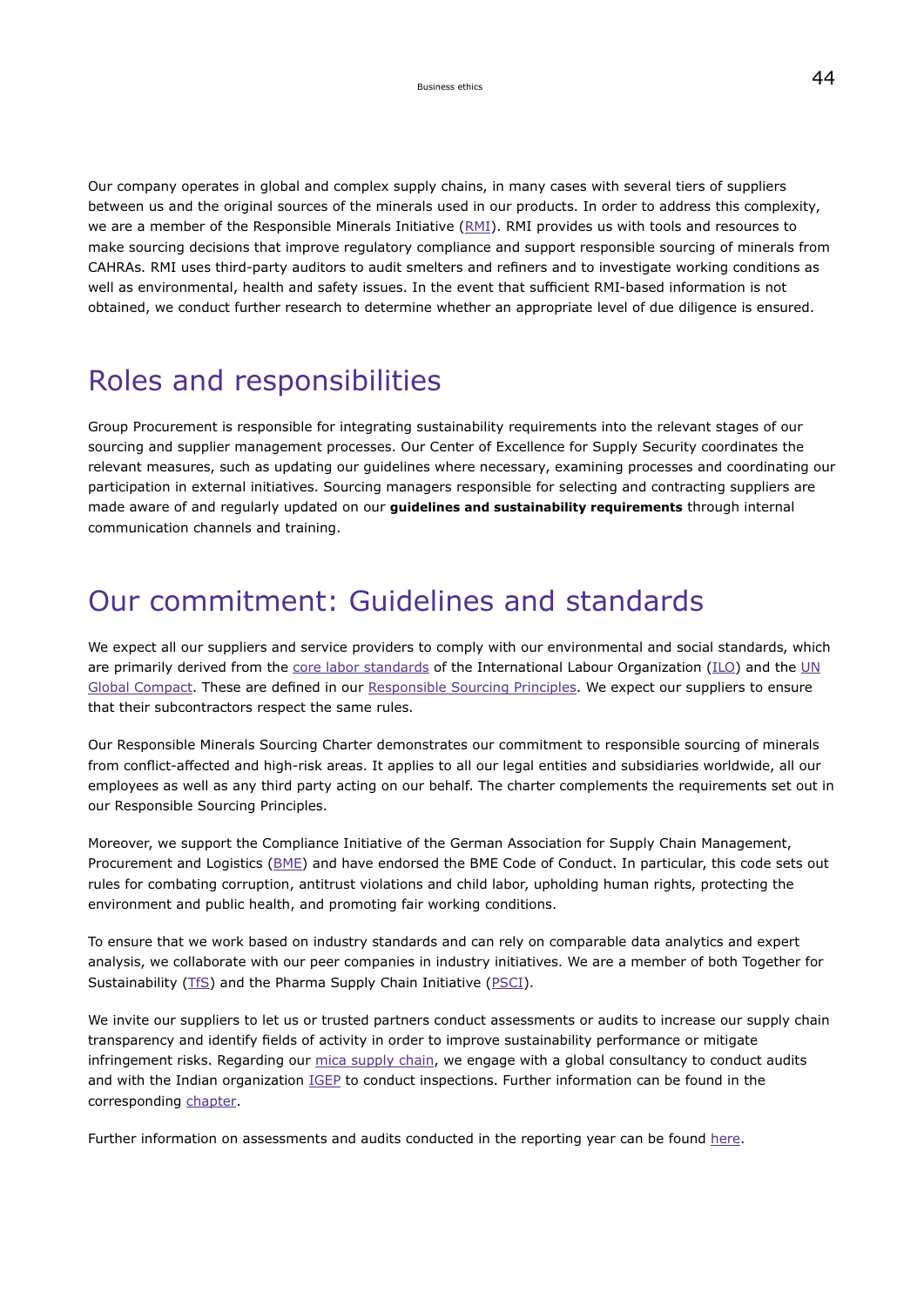Our company operates in global and complex supply chains, in many cases with several tiers of suppliers between us and the original sources of the minerals used in our products. In order to address this complexity, we are a member of the Responsible Minerals Initiative (RMI). RMI provides us with tools and resources to make sourcing decisions that improve regulatory compliance and support responsible sourcing of minerals from CAHRAs. RMI uses third-party auditors to audit smelters and refiners and to investigate working conditions as well as environmental, health and safety issues. In the event that sufficient RMI-based information is not obtained, we conduct further research to determine whether an appropriate level of due diligence is ensured.

## Roles and responsibilities

Group Procurement is responsible for integrating sustainability requirements into the relevant stages of our sourcing and supplier management processes. Our Center of Excellence for Supply Security coordinates the relevant measures, such as updating our guidelines where necessary, examining processes and coordinating our participation in external initiatives. Sourcing managers responsible for selecting and contracting suppliers are made aware of and regularly updated on our **guidelines and sustainability requirements** through internal communication channels and training.

## Our commitment: Guidelines and standards

We expect all our suppliers and service providers to comply with our environmental and social standards, which are primarily derived from the core labor standards of the International Labour Organization (ILO) and the UN Global Compact. These are defined in our Responsible Sourcing Principles. We expect our suppliers to ensure that their subcontractors respect the same rules.

Our Responsible Minerals Sourcing Charter demonstrates our commitment to responsible sourcing of minerals from conflict-affected and high-risk areas. It applies to all our legal entities and subsidiaries worldwide, all our employees as well as any third party acting on our behalf. The charter complements the requirements set out in our Responsible Sourcing Principles.

Moreover, we support the Compliance Initiative of the German Association for Supply Chain Management, Procurement and Logistics (BME) and have endorsed the BME Code of Conduct. In particular, this code sets out rules for combating corruption, antitrust violations and child labor, upholding human rights, protecting the environment and public health, and promoting fair working conditions.

To ensure that we work based on industry standards and can rely on comparable data analytics and expert analysis, we collaborate with our peer companies in industry initiatives. We are a member of both Together for Sustainability (TfS) and the Pharma Supply Chain Initiative (PSCI).

We invite our suppliers to let us or trusted partners conduct assessments or audits to increase our supply chain transparency and identify fields of activity in order to improve sustainability performance or mitigate infringement risks. Regarding our mica supply chain, we engage with a global consultancy to conduct audits and with the Indian organization IGEP to conduct inspections. Further information can be found in the corresponding chapter.

Further information on assessments and audits conducted in the reporting year can be found here.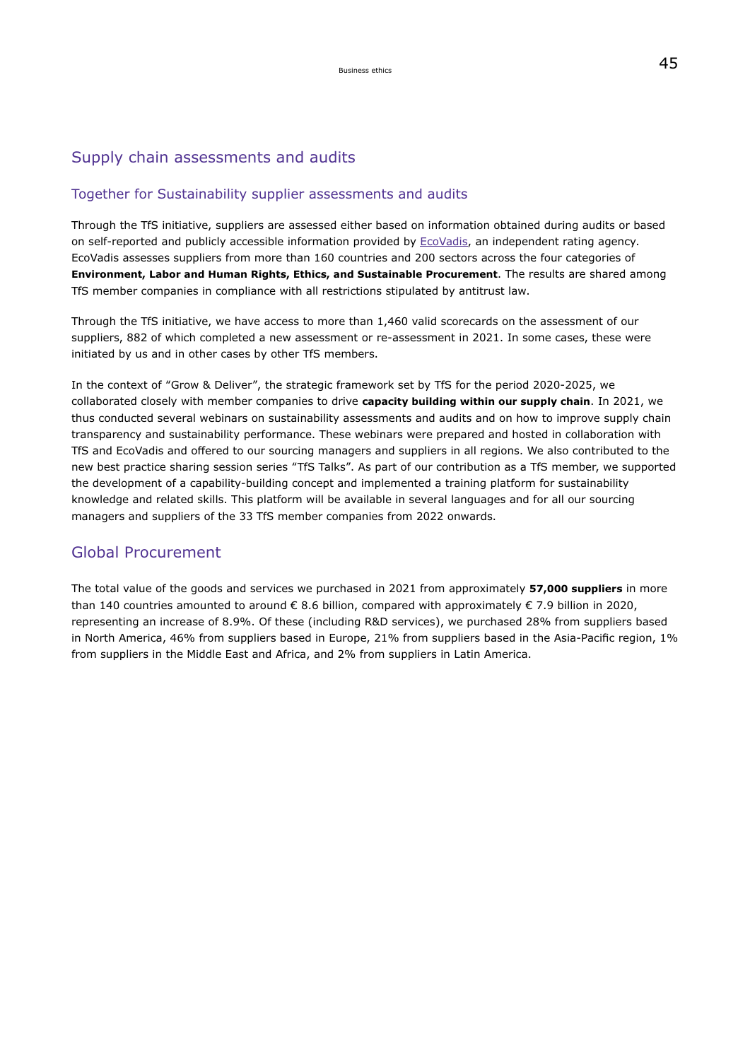## Supply chain assessments and audits

### Together for Sustainability supplier assessments and audits

Through the TfS initiative, suppliers are assessed either based on information obtained during audits or based on self-reported and publicly accessible information provided by EcoVadis, an independent rating agency. EcoVadis assesses suppliers from more than 160 countries and 200 sectors across the four categories of **Environment, Labor and Human Rights, Ethics, and Sustainable Procurement**. The results are shared among TfS member companies in compliance with all restrictions stipulated by antitrust law.

Through the TfS initiative, we have access to more than 1,460 valid scorecards on the assessment of our suppliers, 882 of which completed a new assessment or re-assessment in 2021. In some cases, these were initiated by us and in other cases by other TfS members.

In the context of "Grow & Deliver", the strategic framework set by TfS for the period 2020-2025, we collaborated closely with member companies to drive **capacity building within our supply chain**. In 2021, we thus conducted several webinars on sustainability assessments and audits and on how to improve supply chain transparency and sustainability performance. These webinars were prepared and hosted in collaboration with TfS and EcoVadis and offered to our sourcing managers and suppliers in all regions. We also contributed to the new best practice sharing session series "TfS Talks". As part of our contribution as a TfS member, we supported the development of a capability-building concept and implemented a training platform for sustainability knowledge and related skills. This platform will be available in several languages and for all our sourcing managers and suppliers of the 33 TfS member companies from 2022 onwards.

## Global Procurement

The total value of the goods and services we purchased in 2021 from approximately **57,000 suppliers** in more than 140 countries amounted to around € 8.6 billion, compared with approximately € 7.9 billion in 2020, representing an increase of 8.9%. Of these (including R&D services), we purchased 28% from suppliers based in North America, 46% from suppliers based in Europe, 21% from suppliers based in the Asia-Pacific region, 1% from suppliers in the Middle East and Africa, and 2% from suppliers in Latin America.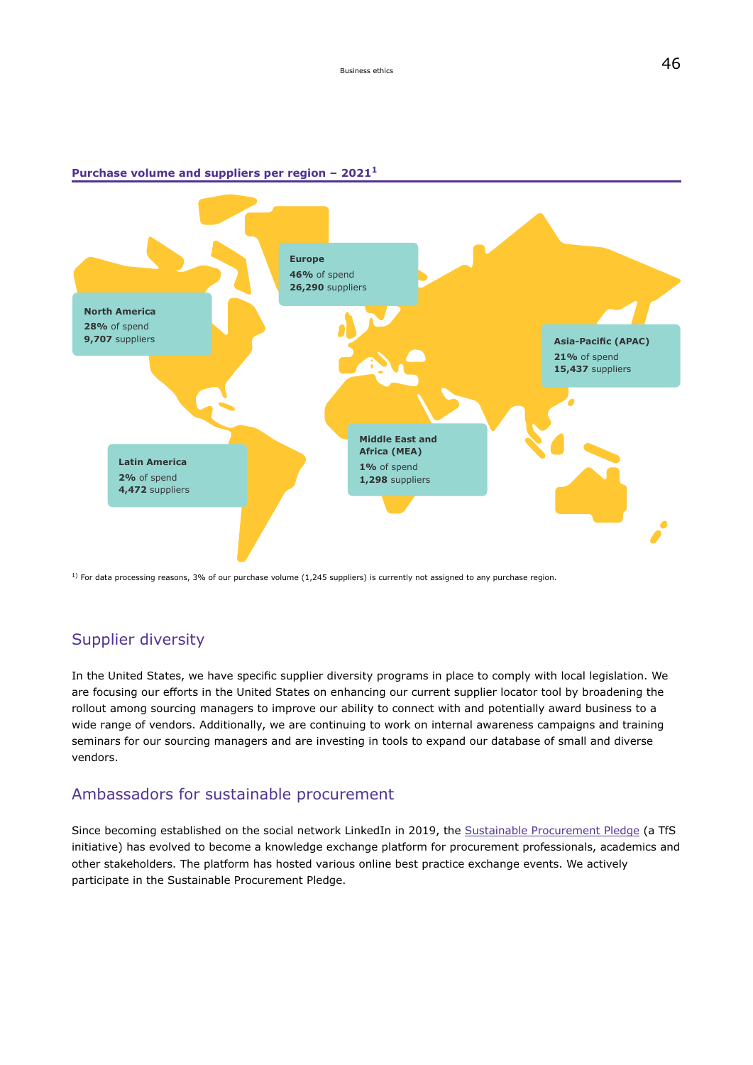### Purchase volume and suppliers per region – 2021[1]

**Europe**
**46%** of spend
**26,290** suppliers

**North America**
**28%** of spend
**9,707** suppliers

**Asia-Pacific (APAC)**
**21%** of spend
**15,437** suppliers

**Latin America**
**2%** of spend
**4,472** suppliers

**Middle East and Africa (MEA)**
**1%** of spend
**1,298** suppliers

[1] For data processing reasons, 3% of our purchase volume (1,245 suppliers) is currently not assigned to any purchase region.

## Supplier diversity

In the United States, we have specific supplier diversity programs in place to comply with local legislation. We are focusing our efforts in the United States on enhancing our current supplier locator tool by broadening the rollout among sourcing managers to improve our ability to connect with and potentially award business to a wide range of vendors. Additionally, we are continuing to work on internal awareness campaigns and training seminars for our sourcing managers and are investing in tools to expand our database of small and diverse vendors.

## Ambassadors for sustainable procurement

Since becoming established on the social network LinkedIn in 2019, the Sustainable Procurement Pledge (a TfS initiative) has evolved to become a knowledge exchange platform for procurement professionals, academics and other stakeholders. The platform has hosted various online best practice exchange events. We actively participate in the Sustainable Procurement Pledge.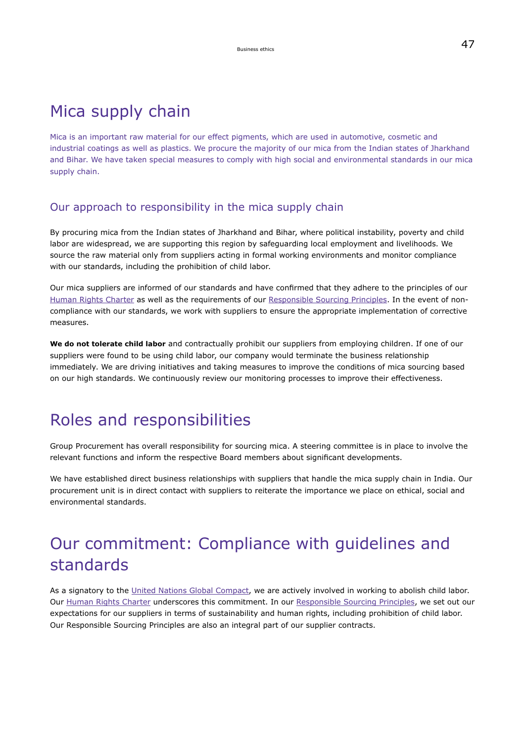# Mica supply chain

Mica is an important raw material for our effect pigments, which are used in automotive, cosmetic and industrial coatings as well as plastics. We procure the majority of our mica from the Indian states of Jharkhand and Bihar. We have taken special measures to comply with high social and environmental standards in our mica supply chain.

## Our approach to responsibility in the mica supply chain

By procuring mica from the Indian states of Jharkhand and Bihar, where political instability, poverty and child labor are widespread, we are supporting this region by safeguarding local employment and livelihoods. We source the raw material only from suppliers acting in formal working environments and monitor compliance with our standards, including the prohibition of child labor.

Our mica suppliers are informed of our standards and have confirmed that they adhere to the principles of our Human Rights Charter as well as the requirements of our Responsible Sourcing Principles. In the event of non-compliance with our standards, we work with suppliers to ensure the appropriate implementation of corrective measures.

**We do not tolerate child labor** and contractually prohibit our suppliers from employing children. If one of our suppliers were found to be using child labor, our company would terminate the business relationship immediately. We are driving initiatives and taking measures to improve the conditions of mica sourcing based on our high standards. We continuously review our monitoring processes to improve their effectiveness.

# Roles and responsibilities

Group Procurement has overall responsibility for sourcing mica. A steering committee is in place to involve the relevant functions and inform the respective Board members about significant developments.

We have established direct business relationships with suppliers that handle the mica supply chain in India. Our procurement unit is in direct contact with suppliers to reiterate the importance we place on ethical, social and environmental standards.

# Our commitment: Compliance with guidelines and standards

As a signatory to the United Nations Global Compact, we are actively involved in working to abolish child labor. Our Human Rights Charter underscores this commitment. In our Responsible Sourcing Principles, we set out our expectations for our suppliers in terms of sustainability and human rights, including prohibition of child labor. Our Responsible Sourcing Principles are also an integral part of our supplier contracts.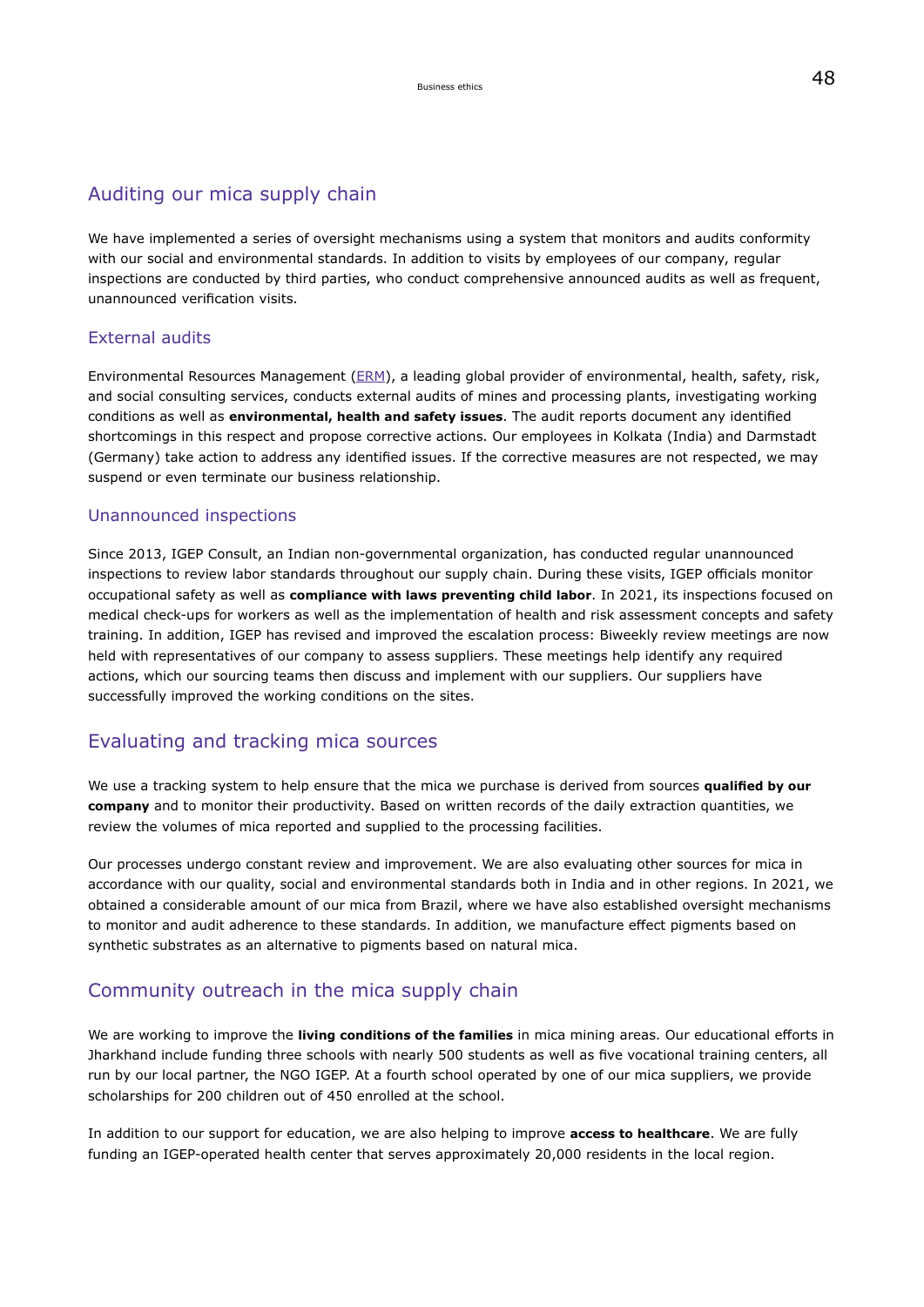## Auditing our mica supply chain

We have implemented a series of oversight mechanisms using a system that monitors and audits conformity with our social and environmental standards. In addition to visits by employees of our company, regular inspections are conducted by third parties, who conduct comprehensive announced audits as well as frequent, unannounced verification visits.

### External audits

Environmental Resources Management (ERM), a leading global provider of environmental, health, safety, risk, and social consulting services, conducts external audits of mines and processing plants, investigating working conditions as well as **environmental, health and safety issues**. The audit reports document any identified shortcomings in this respect and propose corrective actions. Our employees in Kolkata (India) and Darmstadt (Germany) take action to address any identified issues. If the corrective measures are not respected, we may suspend or even terminate our business relationship.

### Unannounced inspections

Since 2013, IGEP Consult, an Indian non-governmental organization, has conducted regular unannounced inspections to review labor standards throughout our supply chain. During these visits, IGEP officials monitor occupational safety as well as **compliance with laws preventing child labor**. In 2021, its inspections focused on medical check-ups for workers as well as the implementation of health and risk assessment concepts and safety training. In addition, IGEP has revised and improved the escalation process: Biweekly review meetings are now held with representatives of our company to assess suppliers. These meetings help identify any required actions, which our sourcing teams then discuss and implement with our suppliers. Our suppliers have successfully improved the working conditions on the sites.

## Evaluating and tracking mica sources

We use a tracking system to help ensure that the mica we purchase is derived from sources **qualified by our company** and to monitor their productivity. Based on written records of the daily extraction quantities, we review the volumes of mica reported and supplied to the processing facilities.

Our processes undergo constant review and improvement. We are also evaluating other sources for mica in accordance with our quality, social and environmental standards both in India and in other regions. In 2021, we obtained a considerable amount of our mica from Brazil, where we have also established oversight mechanisms to monitor and audit adherence to these standards. In addition, we manufacture effect pigments based on synthetic substrates as an alternative to pigments based on natural mica.

## Community outreach in the mica supply chain

We are working to improve the **living conditions of the families** in mica mining areas. Our educational efforts in Jharkhand include funding three schools with nearly 500 students as well as five vocational training centers, all run by our local partner, the NGO IGEP. At a fourth school operated by one of our mica suppliers, we provide scholarships for 200 children out of 450 enrolled at the school.

In addition to our support for education, we are also helping to improve **access to healthcare**. We are fully funding an IGEP-operated health center that serves approximately 20,000 residents in the local region.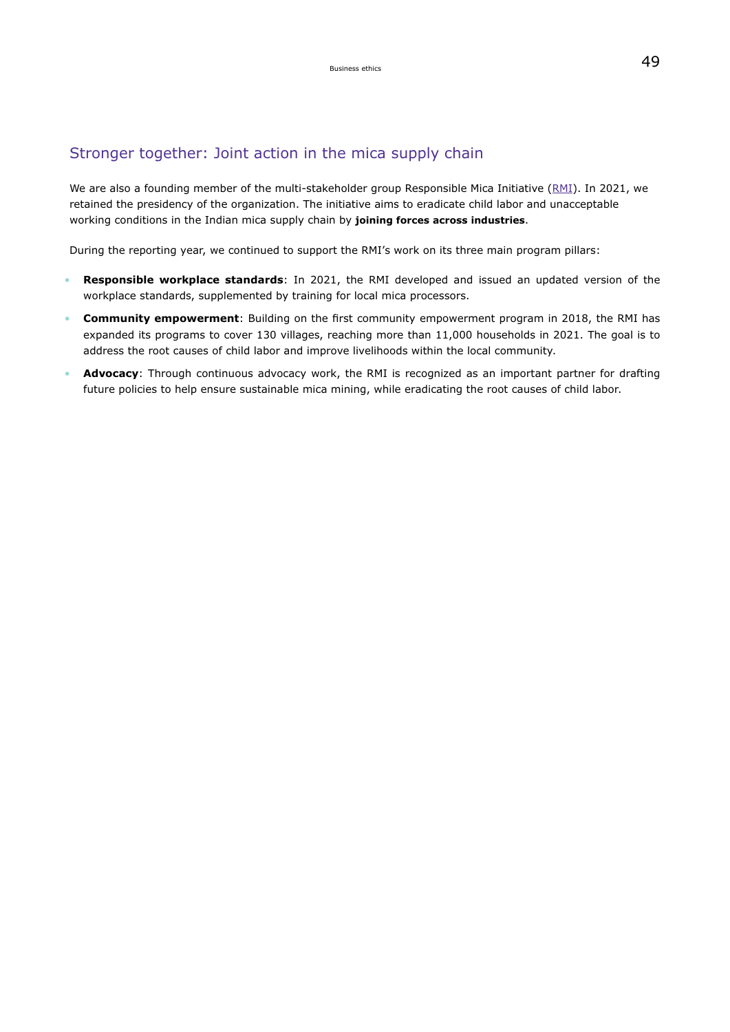## Stronger together: Joint action in the mica supply chain

We are also a founding member of the multi-stakeholder group Responsible Mica Initiative (RMI). In 2021, we retained the presidency of the organization. The initiative aims to eradicate child labor and unacceptable working conditions in the Indian mica supply chain by **joining forces across industries**.

During the reporting year, we continued to support the RMI's work on its three main program pillars:

- **Responsible workplace standards**: In 2021, the RMI developed and issued an updated version of the workplace standards, supplemented by training for local mica processors.
- **Community empowerment**: Building on the first community empowerment program in 2018, the RMI has expanded its programs to cover 130 villages, reaching more than 11,000 households in 2021. The goal is to address the root causes of child labor and improve livelihoods within the local community.
- **Advocacy**: Through continuous advocacy work, the RMI is recognized as an important partner for drafting future policies to help ensure sustainable mica mining, while eradicating the root causes of child labor.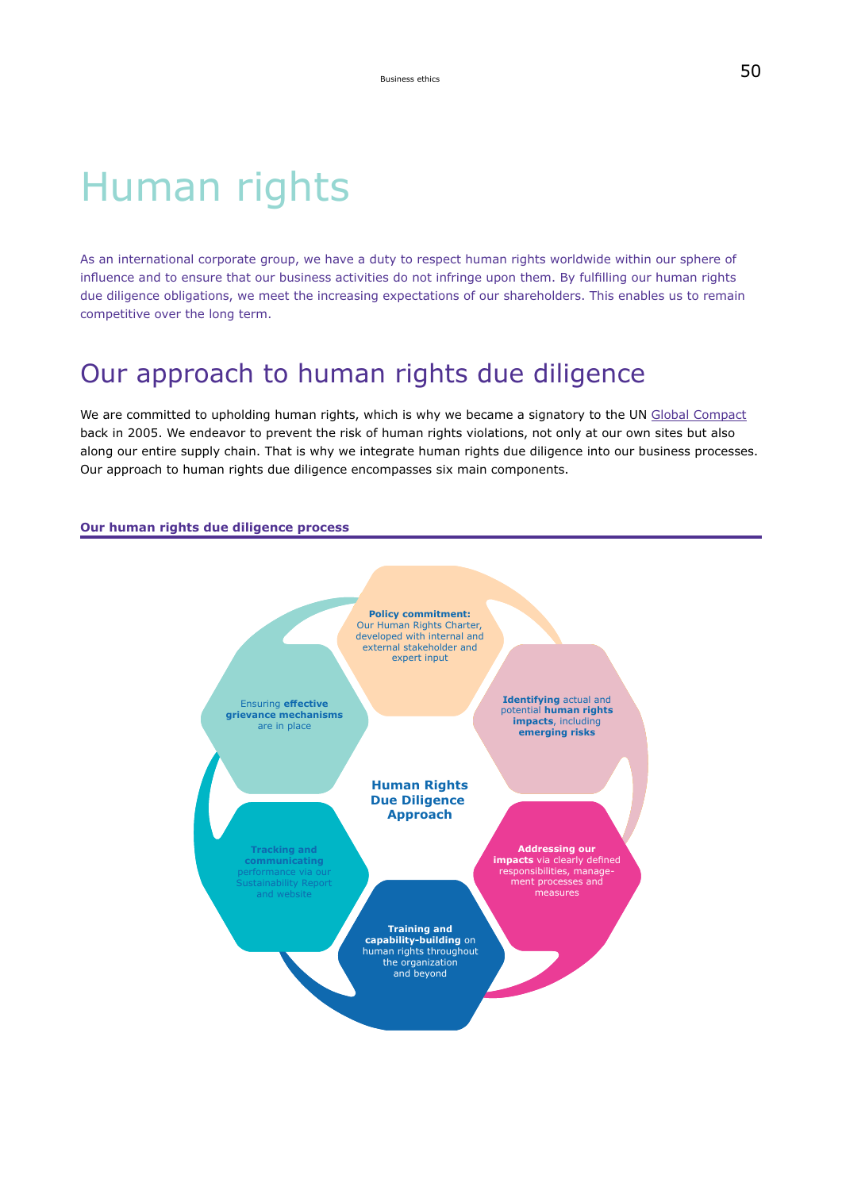# Human rights

As an international corporate group, we have a duty to respect human rights worldwide within our sphere of influence and to ensure that our business activities do not infringe upon them. By fulfilling our human rights due diligence obligations, we meet the increasing expectations of our shareholders. This enables us to remain competitive over the long term.

## Our approach to human rights due diligence

We are committed to upholding human rights, which is why we became a signatory to the UN Global Compact back in 2005. We endeavor to prevent the risk of human rights violations, not only at our own sites but also along our entire supply chain. That is why we integrate human rights due diligence into our business processes. Our approach to human rights due diligence encompasses six main components.

**Our human rights due diligence process**

**Human Rights Due Diligence Approach**

- **Policy commitment:** Our Human Rights Charter, developed with internal and external stakeholder and expert input
- **Identifying** actual and potential **human rights impacts**, including **emerging risks**
- **Addressing our impacts** via clearly defined responsibilities, management processes and measures
- **Training and capability-building** on human rights throughout the organization and beyond
- **Tracking and communicating** performance via our Sustainability Report and website
- Ensuring **effective grievance mechanisms** are in place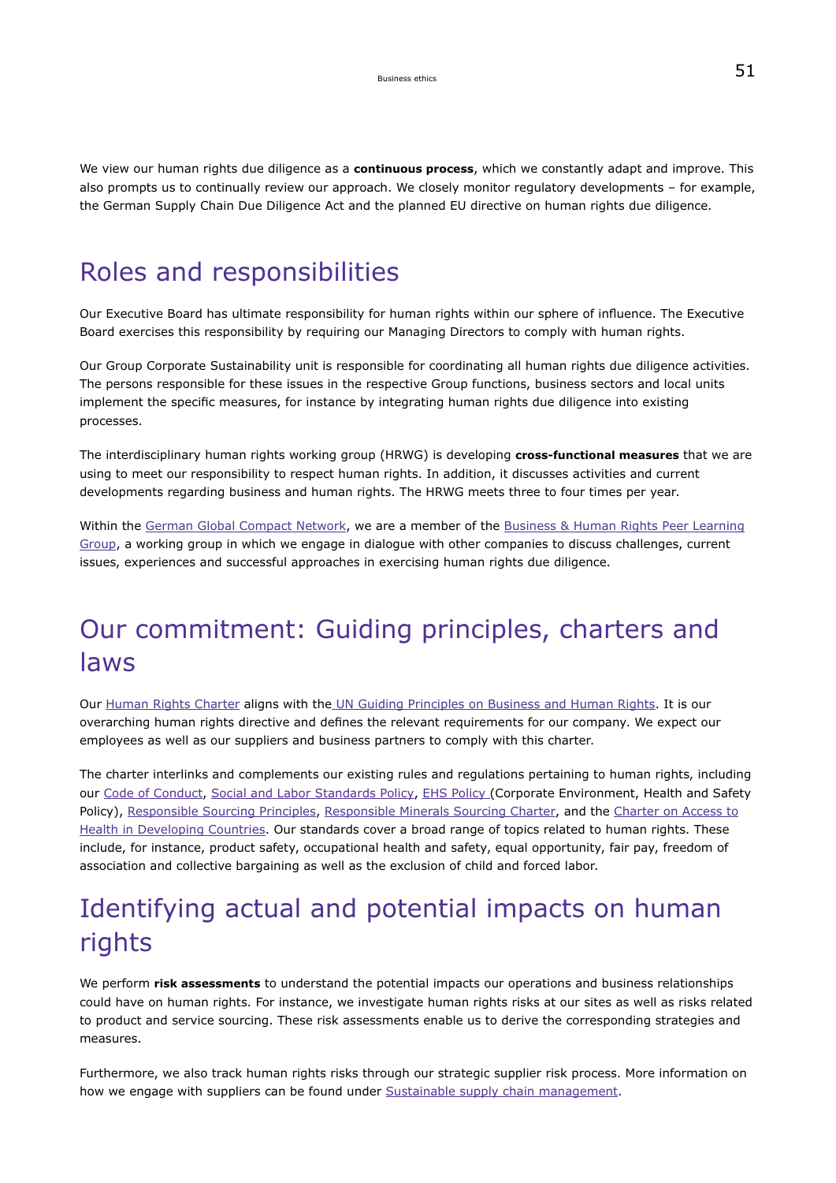We view our human rights due diligence as a **continuous process**, which we constantly adapt and improve. This also prompts us to continually review our approach. We closely monitor regulatory developments – for example, the German Supply Chain Due Diligence Act and the planned EU directive on human rights due diligence.

## Roles and responsibilities

Our Executive Board has ultimate responsibility for human rights within our sphere of influence. The Executive Board exercises this responsibility by requiring our Managing Directors to comply with human rights.

Our Group Corporate Sustainability unit is responsible for coordinating all human rights due diligence activities. The persons responsible for these issues in the respective Group functions, business sectors and local units implement the specific measures, for instance by integrating human rights due diligence into existing processes.

The interdisciplinary human rights working group (HRWG) is developing **cross-functional measures** that we are using to meet our responsibility to respect human rights. In addition, it discusses activities and current developments regarding business and human rights. The HRWG meets three to four times per year.

Within the German Global Compact Network, we are a member of the Business & Human Rights Peer Learning Group, a working group in which we engage in dialogue with other companies to discuss challenges, current issues, experiences and successful approaches in exercising human rights due diligence.

## Our commitment: Guiding principles, charters and laws

Our Human Rights Charter aligns with the UN Guiding Principles on Business and Human Rights. It is our overarching human rights directive and defines the relevant requirements for our company. We expect our employees as well as our suppliers and business partners to comply with this charter.

The charter interlinks and complements our existing rules and regulations pertaining to human rights, including our Code of Conduct, Social and Labor Standards Policy, EHS Policy (Corporate Environment, Health and Safety Policy), Responsible Sourcing Principles, Responsible Minerals Sourcing Charter, and the Charter on Access to Health in Developing Countries. Our standards cover a broad range of topics related to human rights. These include, for instance, product safety, occupational health and safety, equal opportunity, fair pay, freedom of association and collective bargaining as well as the exclusion of child and forced labor.

## Identifying actual and potential impacts on human rights

We perform **risk assessments** to understand the potential impacts our operations and business relationships could have on human rights. For instance, we investigate human rights risks at our sites as well as risks related to product and service sourcing. These risk assessments enable us to derive the corresponding strategies and measures.

Furthermore, we also track human rights risks through our strategic supplier risk process. More information on how we engage with suppliers can be found under Sustainable supply chain management.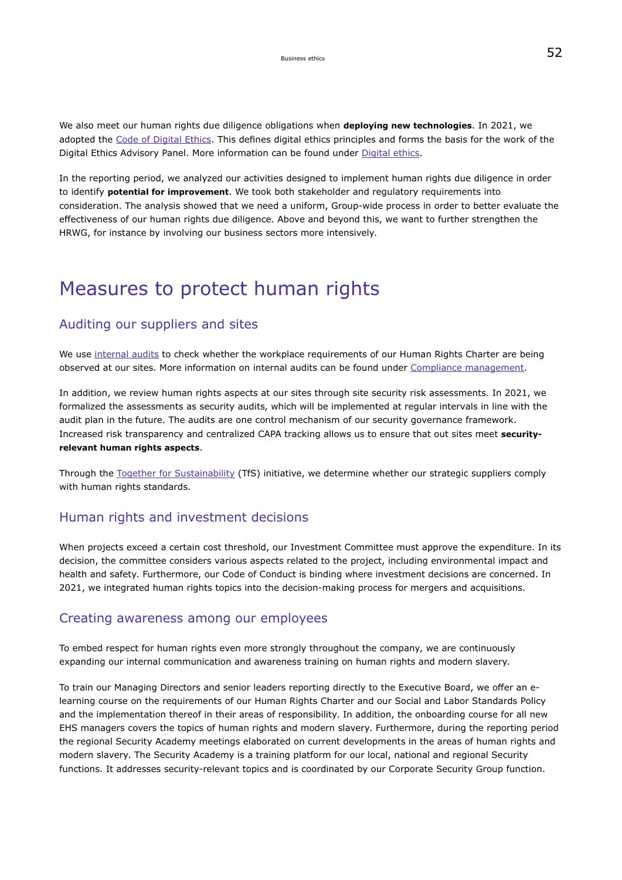We also meet our human rights due diligence obligations when **deploying new technologies**. In 2021, we adopted the Code of Digital Ethics. This defines digital ethics principles and forms the basis for the work of the Digital Ethics Advisory Panel. More information can be found under Digital ethics.

In the reporting period, we analyzed our activities designed to implement human rights due diligence in order to identify **potential for improvement**. We took both stakeholder and regulatory requirements into consideration. The analysis showed that we need a uniform, Group-wide process in order to better evaluate the effectiveness of our human rights due diligence. Above and beyond this, we want to further strengthen the HRWG, for instance by involving our business sectors more intensively.

# Measures to protect human rights

## Auditing our suppliers and sites

We use internal audits to check whether the workplace requirements of our Human Rights Charter are being observed at our sites. More information on internal audits can be found under Compliance management.

In addition, we review human rights aspects at our sites through site security risk assessments. In 2021, we formalized the assessments as security audits, which will be implemented at regular intervals in line with the audit plan in the future. The audits are one control mechanism of our security governance framework. Increased risk transparency and centralized CAPA tracking allows us to ensure that out sites meet **security-relevant human rights aspects**.

Through the Together for Sustainability (TfS) initiative, we determine whether our strategic suppliers comply with human rights standards.

## Human rights and investment decisions

When projects exceed a certain cost threshold, our Investment Committee must approve the expenditure. In its decision, the committee considers various aspects related to the project, including environmental impact and health and safety. Furthermore, our Code of Conduct is binding where investment decisions are concerned. In 2021, we integrated human rights topics into the decision-making process for mergers and acquisitions.

## Creating awareness among our employees

To embed respect for human rights even more strongly throughout the company, we are continuously expanding our internal communication and awareness training on human rights and modern slavery.

To train our Managing Directors and senior leaders reporting directly to the Executive Board, we offer an e-learning course on the requirements of our Human Rights Charter and our Social and Labor Standards Policy and the implementation thereof in their areas of responsibility. In addition, the onboarding course for all new EHS managers covers the topics of human rights and modern slavery. Furthermore, during the reporting period the regional Security Academy meetings elaborated on current developments in the areas of human rights and modern slavery. The Security Academy is a training platform for our local, national and regional Security functions. It addresses security-relevant topics and is coordinated by our Corporate Security Group function.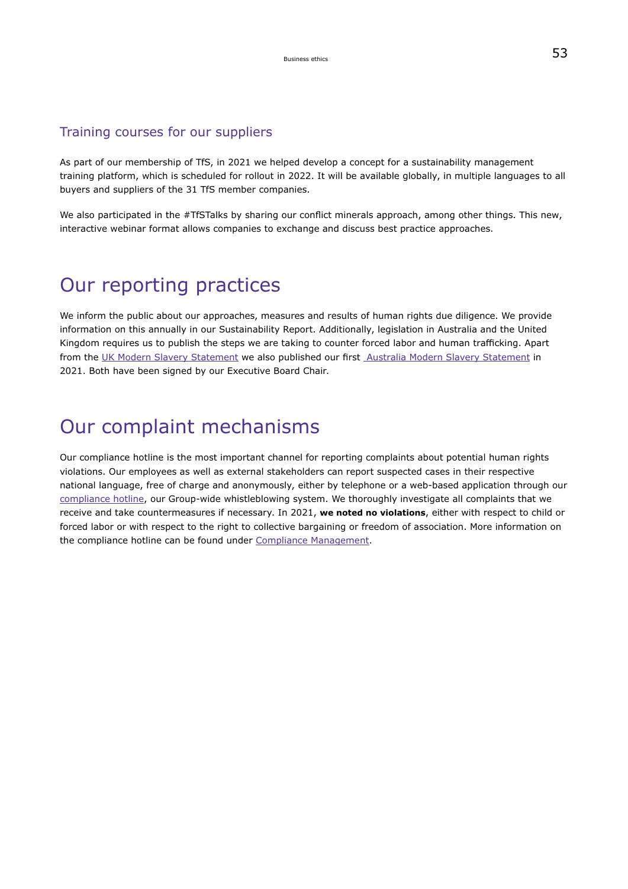### Training courses for our suppliers

As part of our membership of TfS, in 2021 we helped develop a concept for a sustainability management training platform, which is scheduled for rollout in 2022. It will be available globally, in multiple languages to all buyers and suppliers of the 31 TfS member companies.

We also participated in the #TfSTalks by sharing our conflict minerals approach, among other things. This new, interactive webinar format allows companies to exchange and discuss best practice approaches.

## Our reporting practices

We inform the public about our approaches, measures and results of human rights due diligence. We provide information on this annually in our Sustainability Report. Additionally, legislation in Australia and the United Kingdom requires us to publish the steps we are taking to counter forced labor and human trafficking. Apart from the UK Modern Slavery Statement we also published our first Australia Modern Slavery Statement in 2021. Both have been signed by our Executive Board Chair.

## Our complaint mechanisms

Our compliance hotline is the most important channel for reporting complaints about potential human rights violations. Our employees as well as external stakeholders can report suspected cases in their respective national language, free of charge and anonymously, either by telephone or a web-based application through our compliance hotline, our Group-wide whistleblowing system. We thoroughly investigate all complaints that we receive and take countermeasures if necessary. In 2021, **we noted no violations**, either with respect to child or forced labor or with respect to the right to collective bargaining or freedom of association. More information on the compliance hotline can be found under Compliance Management.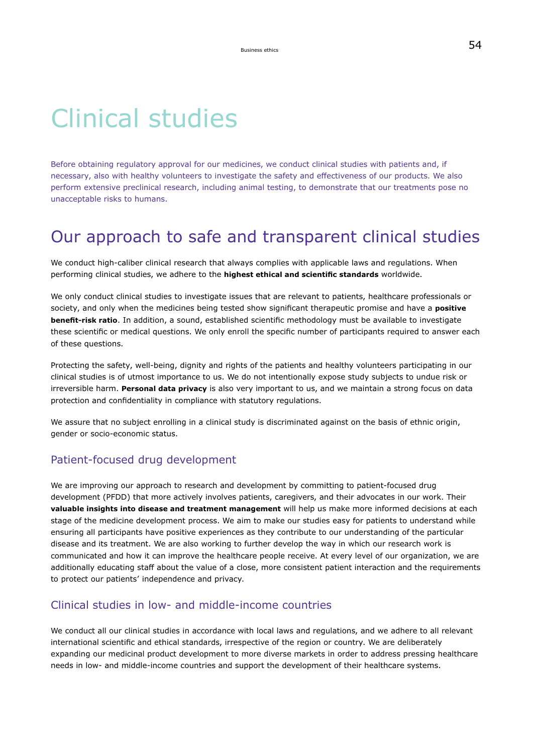# Clinical studies

Before obtaining regulatory approval for our medicines, we conduct clinical studies with patients and, if necessary, also with healthy volunteers to investigate the safety and effectiveness of our products. We also perform extensive preclinical research, including animal testing, to demonstrate that our treatments pose no unacceptable risks to humans.

## Our approach to safe and transparent clinical studies

We conduct high-caliber clinical research that always complies with applicable laws and regulations. When performing clinical studies, we adhere to the **highest ethical and scientific standards** worldwide.

We only conduct clinical studies to investigate issues that are relevant to patients, healthcare professionals or society, and only when the medicines being tested show significant therapeutic promise and have a **positive benefit-risk ratio**. In addition, a sound, established scientific methodology must be available to investigate these scientific or medical questions. We only enroll the specific number of participants required to answer each of these questions.

Protecting the safety, well-being, dignity and rights of the patients and healthy volunteers participating in our clinical studies is of utmost importance to us. We do not intentionally expose study subjects to undue risk or irreversible harm. **Personal data privacy** is also very important to us, and we maintain a strong focus on data protection and confidentiality in compliance with statutory regulations.

We assure that no subject enrolling in a clinical study is discriminated against on the basis of ethnic origin, gender or socio-economic status.

### Patient-focused drug development

We are improving our approach to research and development by committing to patient-focused drug development (PFDD) that more actively involves patients, caregivers, and their advocates in our work. Their **valuable insights into disease and treatment management** will help us make more informed decisions at each stage of the medicine development process. We aim to make our studies easy for patients to understand while ensuring all participants have positive experiences as they contribute to our understanding of the particular disease and its treatment. We are also working to further develop the way in which our research work is communicated and how it can improve the healthcare people receive. At every level of our organization, we are additionally educating staff about the value of a close, more consistent patient interaction and the requirements to protect our patients' independence and privacy.

### Clinical studies in low- and middle-income countries

We conduct all our clinical studies in accordance with local laws and regulations, and we adhere to all relevant international scientific and ethical standards, irrespective of the region or country. We are deliberately expanding our medicinal product development to more diverse markets in order to address pressing healthcare needs in low- and middle-income countries and support the development of their healthcare systems.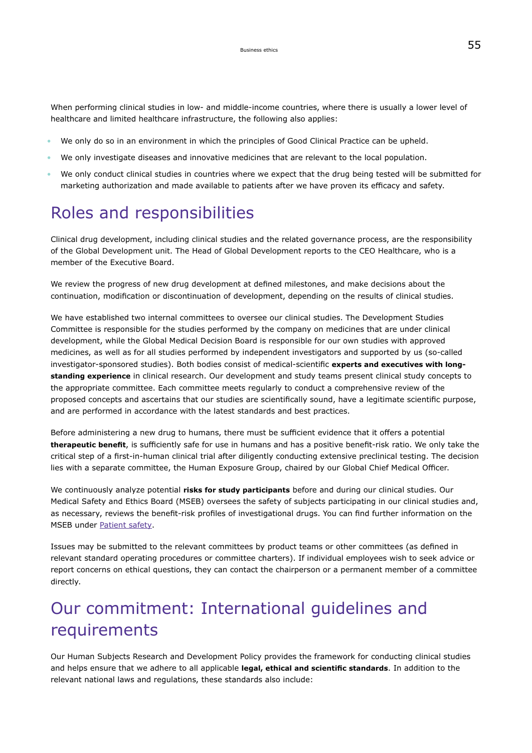When performing clinical studies in low- and middle-income countries, where there is usually a lower level of healthcare and limited healthcare infrastructure, the following also applies:

- We only do so in an environment in which the principles of Good Clinical Practice can be upheld.
- We only investigate diseases and innovative medicines that are relevant to the local population.
- We only conduct clinical studies in countries where we expect that the drug being tested will be submitted for marketing authorization and made available to patients after we have proven its efficacy and safety.

## Roles and responsibilities

Clinical drug development, including clinical studies and the related governance process, are the responsibility of the Global Development unit. The Head of Global Development reports to the CEO Healthcare, who is a member of the Executive Board.

We review the progress of new drug development at defined milestones, and make decisions about the continuation, modification or discontinuation of development, depending on the results of clinical studies.

We have established two internal committees to oversee our clinical studies. The Development Studies Committee is responsible for the studies performed by the company on medicines that are under clinical development, while the Global Medical Decision Board is responsible for our own studies with approved medicines, as well as for all studies performed by independent investigators and supported by us (so-called investigator-sponsored studies). Both bodies consist of medical-scientific **experts and executives with long-standing experience** in clinical research. Our development and study teams present clinical study concepts to the appropriate committee. Each committee meets regularly to conduct a comprehensive review of the proposed concepts and ascertains that our studies are scientifically sound, have a legitimate scientific purpose, and are performed in accordance with the latest standards and best practices.

Before administering a new drug to humans, there must be sufficient evidence that it offers a potential **therapeutic benefit**, is sufficiently safe for use in humans and has a positive benefit-risk ratio. We only take the critical step of a first-in-human clinical trial after diligently conducting extensive preclinical testing. The decision lies with a separate committee, the Human Exposure Group, chaired by our Global Chief Medical Officer.

We continuously analyze potential **risks for study participants** before and during our clinical studies. Our Medical Safety and Ethics Board (MSEB) oversees the safety of subjects participating in our clinical studies and, as necessary, reviews the benefit-risk profiles of investigational drugs. You can find further information on the MSEB under Patient safety.

Issues may be submitted to the relevant committees by product teams or other committees (as defined in relevant standard operating procedures or committee charters). If individual employees wish to seek advice or report concerns on ethical questions, they can contact the chairperson or a permanent member of a committee directly.

## Our commitment: International guidelines and requirements

Our Human Subjects Research and Development Policy provides the framework for conducting clinical studies and helps ensure that we adhere to all applicable **legal, ethical and scientific standards**. In addition to the relevant national laws and regulations, these standards also include: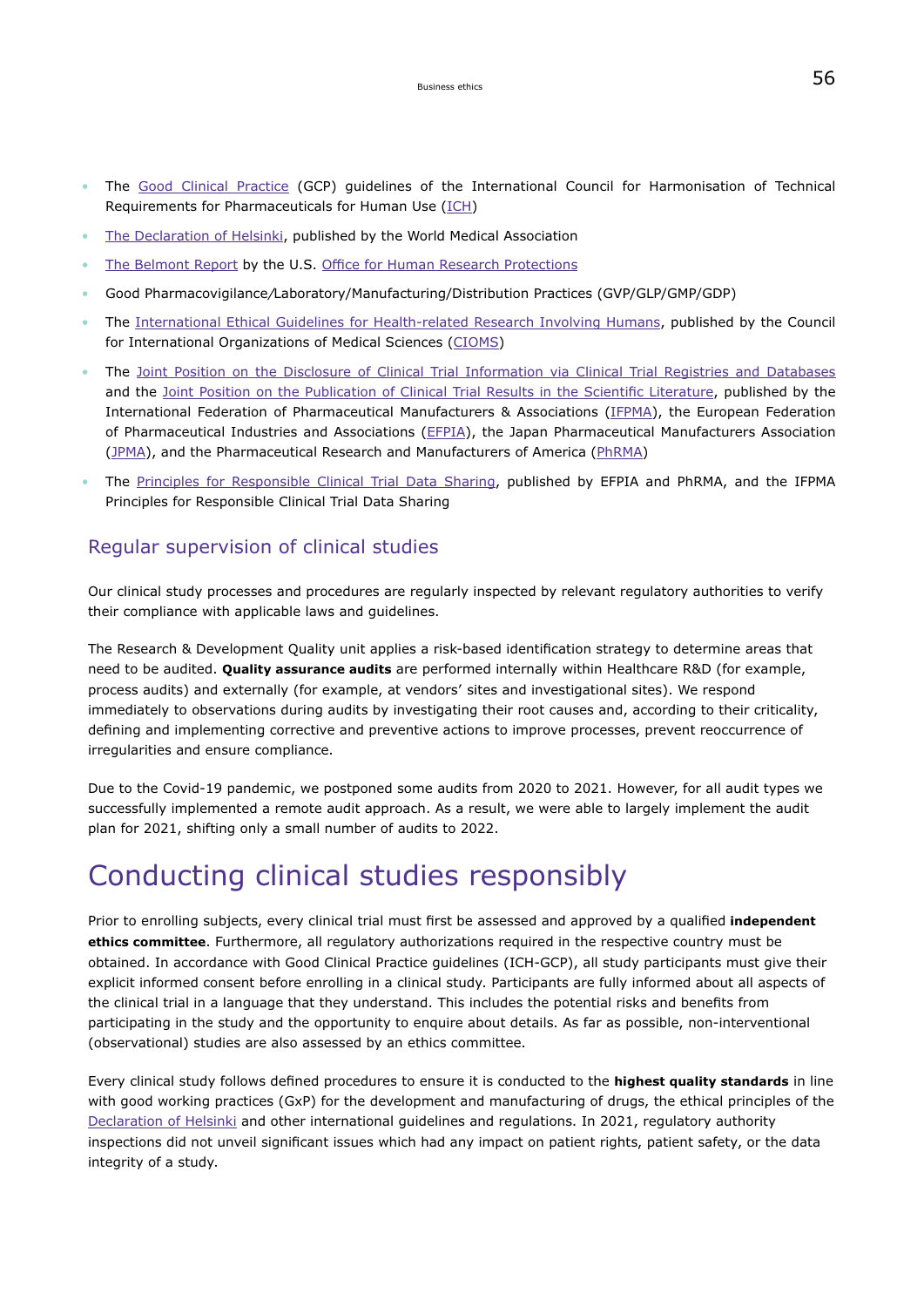- The Good Clinical Practice (GCP) guidelines of the International Council for Harmonisation of Technical Requirements for Pharmaceuticals for Human Use (ICH)
- The Declaration of Helsinki, published by the World Medical Association
- The Belmont Report by the U.S. Office for Human Research Protections
- Good Pharmacovigilance/Laboratory/Manufacturing/Distribution Practices (GVP/GLP/GMP/GDP)
- The International Ethical Guidelines for Health-related Research Involving Humans, published by the Council for International Organizations of Medical Sciences (CIOMS)
- The Joint Position on the Disclosure of Clinical Trial Information via Clinical Trial Registries and Databases and the Joint Position on the Publication of Clinical Trial Results in the Scientific Literature, published by the International Federation of Pharmaceutical Manufacturers & Associations (IFPMA), the European Federation of Pharmaceutical Industries and Associations (EFPIA), the Japan Pharmaceutical Manufacturers Association (JPMA), and the Pharmaceutical Research and Manufacturers of America (PhRMA)
- The Principles for Responsible Clinical Trial Data Sharing, published by EFPIA and PhRMA, and the IFPMA Principles for Responsible Clinical Trial Data Sharing

## Regular supervision of clinical studies

Our clinical study processes and procedures are regularly inspected by relevant regulatory authorities to verify their compliance with applicable laws and guidelines.

The Research & Development Quality unit applies a risk-based identification strategy to determine areas that need to be audited. **Quality assurance audits** are performed internally within Healthcare R&D (for example, process audits) and externally (for example, at vendors' sites and investigational sites). We respond immediately to observations during audits by investigating their root causes and, according to their criticality, defining and implementing corrective and preventive actions to improve processes, prevent reoccurrence of irregularities and ensure compliance.

Due to the Covid-19 pandemic, we postponed some audits from 2020 to 2021. However, for all audit types we successfully implemented a remote audit approach. As a result, we were able to largely implement the audit plan for 2021, shifting only a small number of audits to 2022.

# Conducting clinical studies responsibly

Prior to enrolling subjects, every clinical trial must first be assessed and approved by a qualified **independent ethics committee**. Furthermore, all regulatory authorizations required in the respective country must be obtained. In accordance with Good Clinical Practice guidelines (ICH-GCP), all study participants must give their explicit informed consent before enrolling in a clinical study. Participants are fully informed about all aspects of the clinical trial in a language that they understand. This includes the potential risks and benefits from participating in the study and the opportunity to enquire about details. As far as possible, non-interventional (observational) studies are also assessed by an ethics committee.

Every clinical study follows defined procedures to ensure it is conducted to the **highest quality standards** in line with good working practices (GxP) for the development and manufacturing of drugs, the ethical principles of the Declaration of Helsinki and other international guidelines and regulations. In 2021, regulatory authority inspections did not unveil significant issues which had any impact on patient rights, patient safety, or the data integrity of a study.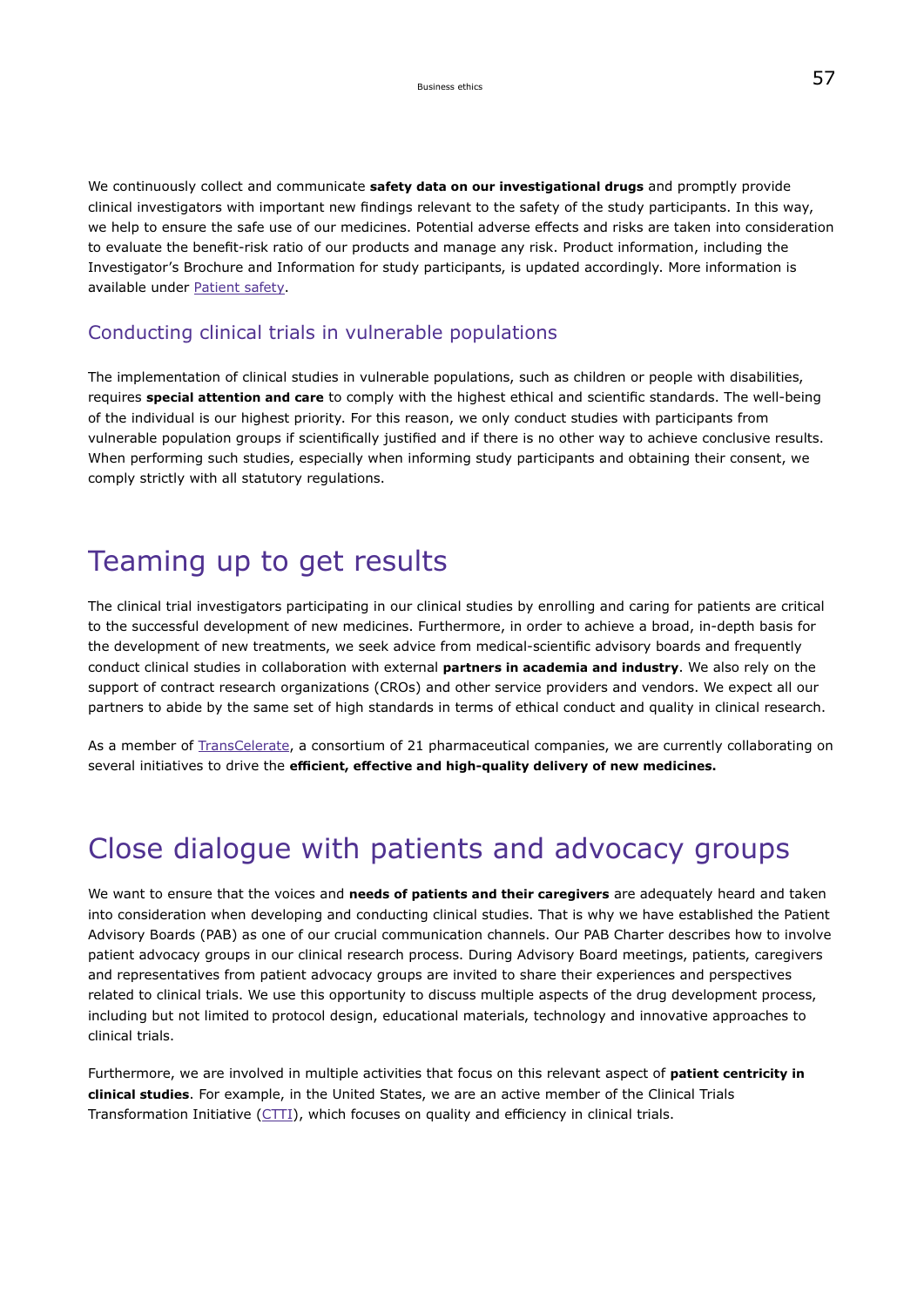We continuously collect and communicate **safety data on our investigational drugs** and promptly provide clinical investigators with important new findings relevant to the safety of the study participants. In this way, we help to ensure the safe use of our medicines. Potential adverse effects and risks are taken into consideration to evaluate the benefit-risk ratio of our products and manage any risk. Product information, including the Investigator's Brochure and Information for study participants, is updated accordingly. More information is available under Patient safety.

### Conducting clinical trials in vulnerable populations

The implementation of clinical studies in vulnerable populations, such as children or people with disabilities, requires **special attention and care** to comply with the highest ethical and scientific standards. The well-being of the individual is our highest priority. For this reason, we only conduct studies with participants from vulnerable population groups if scientifically justified and if there is no other way to achieve conclusive results. When performing such studies, especially when informing study participants and obtaining their consent, we comply strictly with all statutory regulations.

## Teaming up to get results

The clinical trial investigators participating in our clinical studies by enrolling and caring for patients are critical to the successful development of new medicines. Furthermore, in order to achieve a broad, in-depth basis for the development of new treatments, we seek advice from medical-scientific advisory boards and frequently conduct clinical studies in collaboration with external **partners in academia and industry**. We also rely on the support of contract research organizations (CROs) and other service providers and vendors. We expect all our partners to abide by the same set of high standards in terms of ethical conduct and quality in clinical research.

As a member of TransCelerate, a consortium of 21 pharmaceutical companies, we are currently collaborating on several initiatives to drive the **efficient, effective and high-quality delivery of new medicines.**

## Close dialogue with patients and advocacy groups

We want to ensure that the voices and **needs of patients and their caregivers** are adequately heard and taken into consideration when developing and conducting clinical studies. That is why we have established the Patient Advisory Boards (PAB) as one of our crucial communication channels. Our PAB Charter describes how to involve patient advocacy groups in our clinical research process. During Advisory Board meetings, patients, caregivers and representatives from patient advocacy groups are invited to share their experiences and perspectives related to clinical trials. We use this opportunity to discuss multiple aspects of the drug development process, including but not limited to protocol design, educational materials, technology and innovative approaches to clinical trials.

Furthermore, we are involved in multiple activities that focus on this relevant aspect of **patient centricity in clinical studies**. For example, in the United States, we are an active member of the Clinical Trials Transformation Initiative (CTTI), which focuses on quality and efficiency in clinical trials.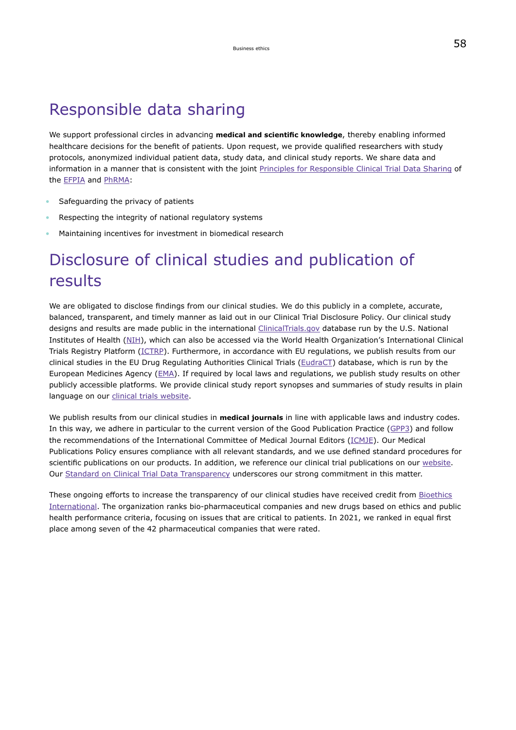## Responsible data sharing

We support professional circles in advancing **medical and scientific knowledge**, thereby enabling informed healthcare decisions for the benefit of patients. Upon request, we provide qualified researchers with study protocols, anonymized individual patient data, study data, and clinical study reports. We share data and information in a manner that is consistent with the joint Principles for Responsible Clinical Trial Data Sharing of the EFPIA and PhRMA:

- Safeguarding the privacy of patients
- Respecting the integrity of national regulatory systems
- Maintaining incentives for investment in biomedical research

## Disclosure of clinical studies and publication of results

We are obligated to disclose findings from our clinical studies. We do this publicly in a complete, accurate, balanced, transparent, and timely manner as laid out in our Clinical Trial Disclosure Policy. Our clinical study designs and results are made public in the international ClinicalTrials.gov database run by the U.S. National Institutes of Health (NIH), which can also be accessed via the World Health Organization's International Clinical Trials Registry Platform (ICTRP). Furthermore, in accordance with EU regulations, we publish results from our clinical studies in the EU Drug Regulating Authorities Clinical Trials (EudraCT) database, which is run by the European Medicines Agency (EMA). If required by local laws and regulations, we publish study results on other publicly accessible platforms. We provide clinical study report synopses and summaries of study results in plain language on our clinical trials website.

We publish results from our clinical studies in **medical journals** in line with applicable laws and industry codes. In this way, we adhere in particular to the current version of the Good Publication Practice (GPP3) and follow the recommendations of the International Committee of Medical Journal Editors (ICMJE). Our Medical Publications Policy ensures compliance with all relevant standards, and we use defined standard procedures for scientific publications on our products. In addition, we reference our clinical trial publications on our website. Our Standard on Clinical Trial Data Transparency underscores our strong commitment in this matter.

These ongoing efforts to increase the transparency of our clinical studies have received credit from Bioethics International. The organization ranks bio-pharmaceutical companies and new drugs based on ethics and public health performance criteria, focusing on issues that are critical to patients. In 2021, we ranked in equal first place among seven of the 42 pharmaceutical companies that were rated.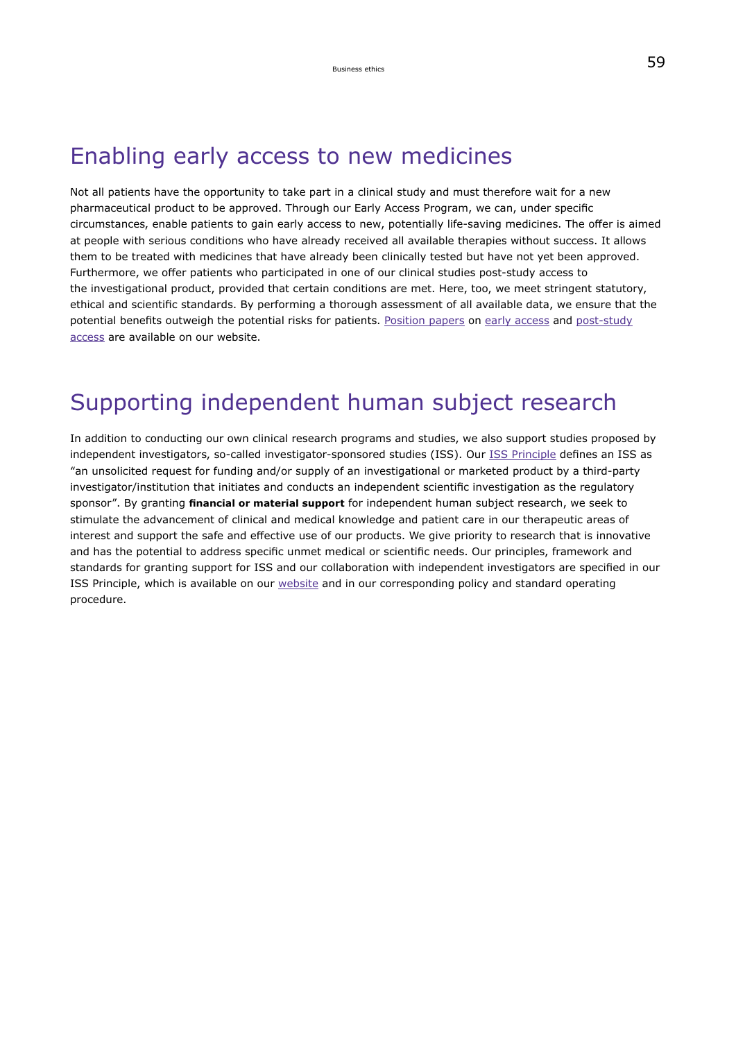# Enabling early access to new medicines

Not all patients have the opportunity to take part in a clinical study and must therefore wait for a new pharmaceutical product to be approved. Through our Early Access Program, we can, under specific circumstances, enable patients to gain early access to new, potentially life-saving medicines. The offer is aimed at people with serious conditions who have already received all available therapies without success. It allows them to be treated with medicines that have already been clinically tested but have not yet been approved. Furthermore, we offer patients who participated in one of our clinical studies post-study access to the investigational product, provided that certain conditions are met. Here, too, we meet stringent statutory, ethical and scientific standards. By performing a thorough assessment of all available data, we ensure that the potential benefits outweigh the potential risks for patients. Position papers on early access and post-study access are available on our website.

# Supporting independent human subject research

In addition to conducting our own clinical research programs and studies, we also support studies proposed by independent investigators, so-called investigator-sponsored studies (ISS). Our ISS Principle defines an ISS as "an unsolicited request for funding and/or supply of an investigational or marketed product by a third-party investigator/institution that initiates and conducts an independent scientific investigation as the regulatory sponsor". By granting **financial or material support** for independent human subject research, we seek to stimulate the advancement of clinical and medical knowledge and patient care in our therapeutic areas of interest and support the safe and effective use of our products. We give priority to research that is innovative and has the potential to address specific unmet medical or scientific needs. Our principles, framework and standards for granting support for ISS and our collaboration with independent investigators are specified in our ISS Principle, which is available on our website and in our corresponding policy and standard operating procedure.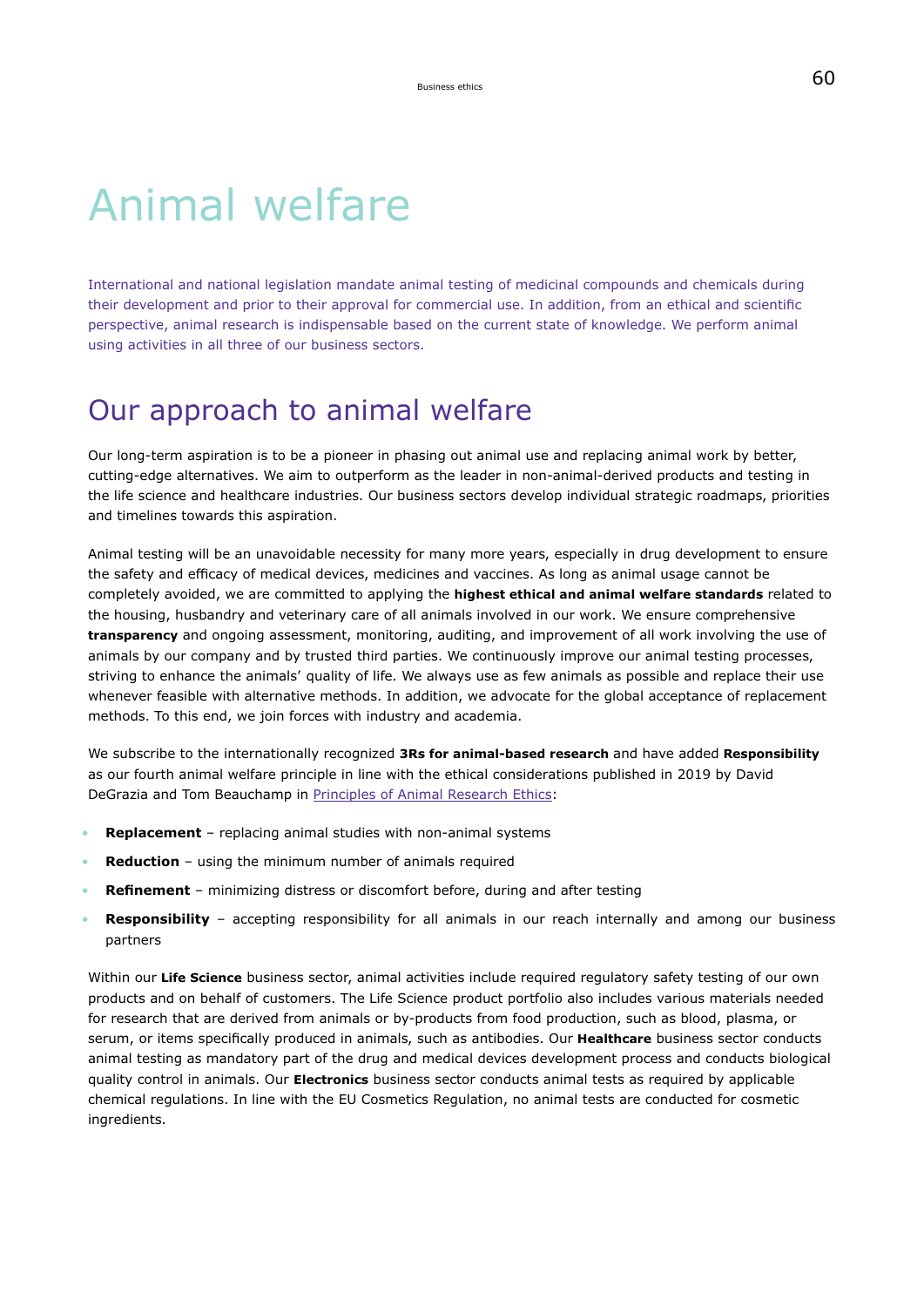# Animal welfare

International and national legislation mandate animal testing of medicinal compounds and chemicals during their development and prior to their approval for commercial use. In addition, from an ethical and scientific perspective, animal research is indispensable based on the current state of knowledge. We perform animal using activities in all three of our business sectors.

## Our approach to animal welfare

Our long-term aspiration is to be a pioneer in phasing out animal use and replacing animal work by better, cutting-edge alternatives. We aim to outperform as the leader in non-animal-derived products and testing in the life science and healthcare industries. Our business sectors develop individual strategic roadmaps, priorities and timelines towards this aspiration.

Animal testing will be an unavoidable necessity for many more years, especially in drug development to ensure the safety and efficacy of medical devices, medicines and vaccines. As long as animal usage cannot be completely avoided, we are committed to applying the **highest ethical and animal welfare standards** related to the housing, husbandry and veterinary care of all animals involved in our work. We ensure comprehensive **transparency** and ongoing assessment, monitoring, auditing, and improvement of all work involving the use of animals by our company and by trusted third parties. We continuously improve our animal testing processes, striving to enhance the animals' quality of life. We always use as few animals as possible and replace their use whenever feasible with alternative methods. In addition, we advocate for the global acceptance of replacement methods. To this end, we join forces with industry and academia.

We subscribe to the internationally recognized **3Rs for animal-based research** and have added **Responsibility** as our fourth animal welfare principle in line with the ethical considerations published in 2019 by David DeGrazia and Tom Beauchamp in Principles of Animal Research Ethics:

- **Replacement** – replacing animal studies with non-animal systems
- **Reduction** – using the minimum number of animals required
- **Refinement** – minimizing distress or discomfort before, during and after testing
- **Responsibility** – accepting responsibility for all animals in our reach internally and among our business partners

Within our **Life Science** business sector, animal activities include required regulatory safety testing of our own products and on behalf of customers. The Life Science product portfolio also includes various materials needed for research that are derived from animals or by-products from food production, such as blood, plasma, or serum, or items specifically produced in animals, such as antibodies. Our **Healthcare** business sector conducts animal testing as mandatory part of the drug and medical devices development process and conducts biological quality control in animals. Our **Electronics** business sector conducts animal tests as required by applicable chemical regulations. In line with the EU Cosmetics Regulation, no animal tests are conducted for cosmetic ingredients.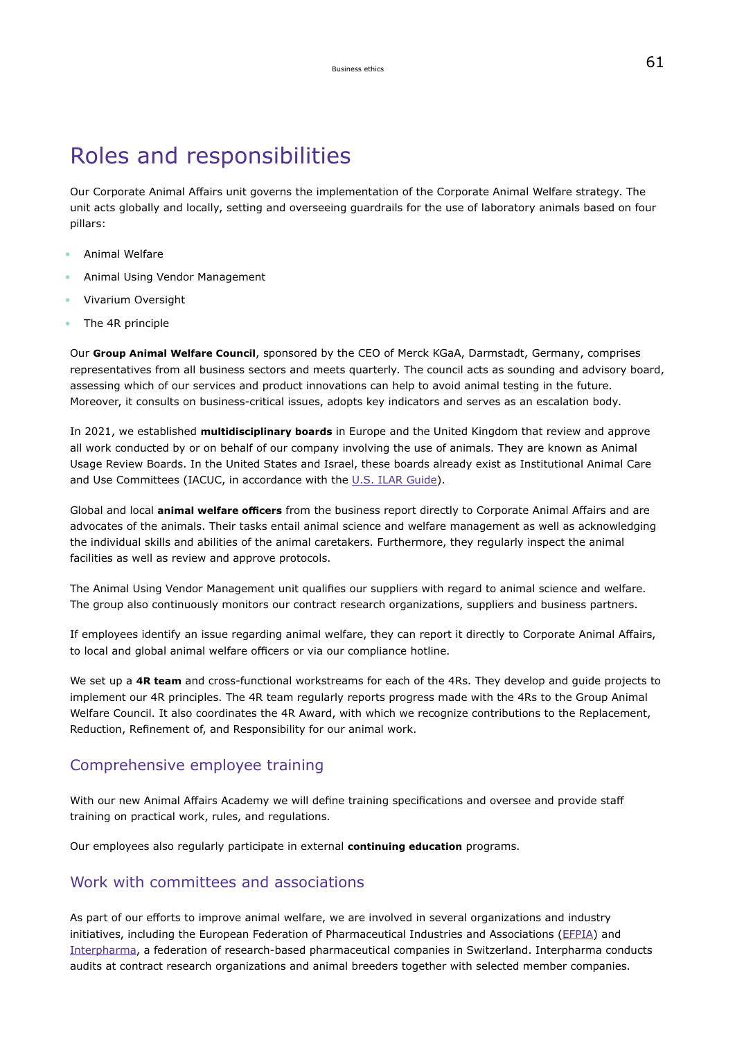# Roles and responsibilities

Our Corporate Animal Affairs unit governs the implementation of the Corporate Animal Welfare strategy. The unit acts globally and locally, setting and overseeing guardrails for the use of laboratory animals based on four pillars:

- Animal Welfare
- Animal Using Vendor Management
- Vivarium Oversight
- The 4R principle

Our **Group Animal Welfare Council**, sponsored by the CEO of Merck KGaA, Darmstadt, Germany, comprises representatives from all business sectors and meets quarterly. The council acts as sounding and advisory board, assessing which of our services and product innovations can help to avoid animal testing in the future. Moreover, it consults on business-critical issues, adopts key indicators and serves as an escalation body.

In 2021, we established **multidisciplinary boards** in Europe and the United Kingdom that review and approve all work conducted by or on behalf of our company involving the use of animals. They are known as Animal Usage Review Boards. In the United States and Israel, these boards already exist as Institutional Animal Care and Use Committees (IACUC, in accordance with the U.S. ILAR Guide).

Global and local **animal welfare officers** from the business report directly to Corporate Animal Affairs and are advocates of the animals. Their tasks entail animal science and welfare management as well as acknowledging the individual skills and abilities of the animal caretakers. Furthermore, they regularly inspect the animal facilities as well as review and approve protocols.

The Animal Using Vendor Management unit qualifies our suppliers with regard to animal science and welfare. The group also continuously monitors our contract research organizations, suppliers and business partners.

If employees identify an issue regarding animal welfare, they can report it directly to Corporate Animal Affairs, to local and global animal welfare officers or via our compliance hotline.

We set up a **4R team** and cross-functional workstreams for each of the 4Rs. They develop and guide projects to implement our 4R principles. The 4R team regularly reports progress made with the 4Rs to the Group Animal Welfare Council. It also coordinates the 4R Award, with which we recognize contributions to the Replacement, Reduction, Refinement of, and Responsibility for our animal work.

## Comprehensive employee training

With our new Animal Affairs Academy we will define training specifications and oversee and provide staff training on practical work, rules, and regulations.

Our employees also regularly participate in external **continuing education** programs.

## Work with committees and associations

As part of our efforts to improve animal welfare, we are involved in several organizations and industry initiatives, including the European Federation of Pharmaceutical Industries and Associations (EFPIA) and Interpharma, a federation of research-based pharmaceutical companies in Switzerland. Interpharma conducts audits at contract research organizations and animal breeders together with selected member companies.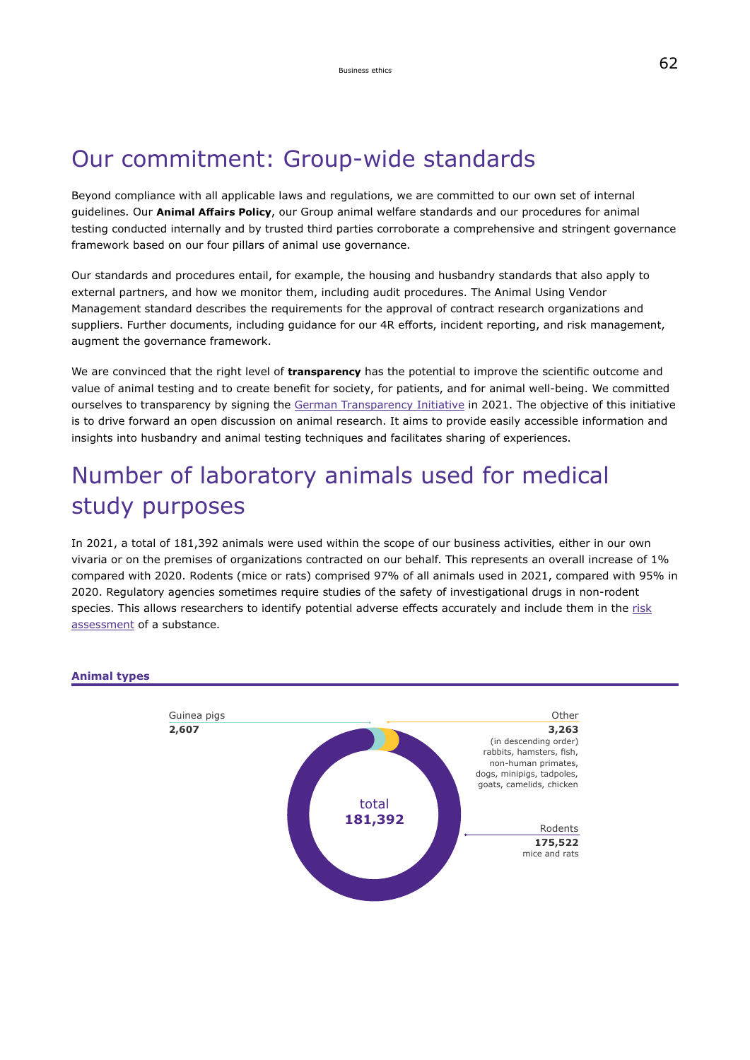# Our commitment: Group-wide standards

Beyond compliance with all applicable laws and regulations, we are committed to our own set of internal guidelines. Our **Animal Affairs Policy**, our Group animal welfare standards and our procedures for animal testing conducted internally and by trusted third parties corroborate a comprehensive and stringent governance framework based on our four pillars of animal use governance.

Our standards and procedures entail, for example, the housing and husbandry standards that also apply to external partners, and how we monitor them, including audit procedures. The Animal Using Vendor Management standard describes the requirements for the approval of contract research organizations and suppliers. Further documents, including guidance for our 4R efforts, incident reporting, and risk management, augment the governance framework.

We are convinced that the right level of **transparency** has the potential to improve the scientific outcome and value of animal testing and to create benefit for society, for patients, and for animal well-being. We committed ourselves to transparency by signing the German Transparency Initiative in 2021. The objective of this initiative is to drive forward an open discussion on animal research. It aims to provide easily accessible information and insights into husbandry and animal testing techniques and facilitates sharing of experiences.

# Number of laboratory animals used for medical study purposes

In 2021, a total of 181,392 animals were used within the scope of our business activities, either in our own vivaria or on the premises of organizations contracted on our behalf. This represents an overall increase of 1% compared with 2020. Rodents (mice or rats) comprised 97% of all animals used in 2021, compared with 95% in 2020. Regulatory agencies sometimes require studies of the safety of investigational drugs in non-rodent species. This allows researchers to identify potential adverse effects accurately and include them in the risk assessment of a substance.

**Animal types**

| Animal type | Number |
|---|---|
| Guinea pigs | 2,607 |
| Other (in descending order) rabbits, hamsters, fish, non-human primates, dogs, minipigs, tadpoles, goats, camelids, chicken | 3,263 |
| Rodents (mice and rats) | 175,522 |
| total | 181,392 |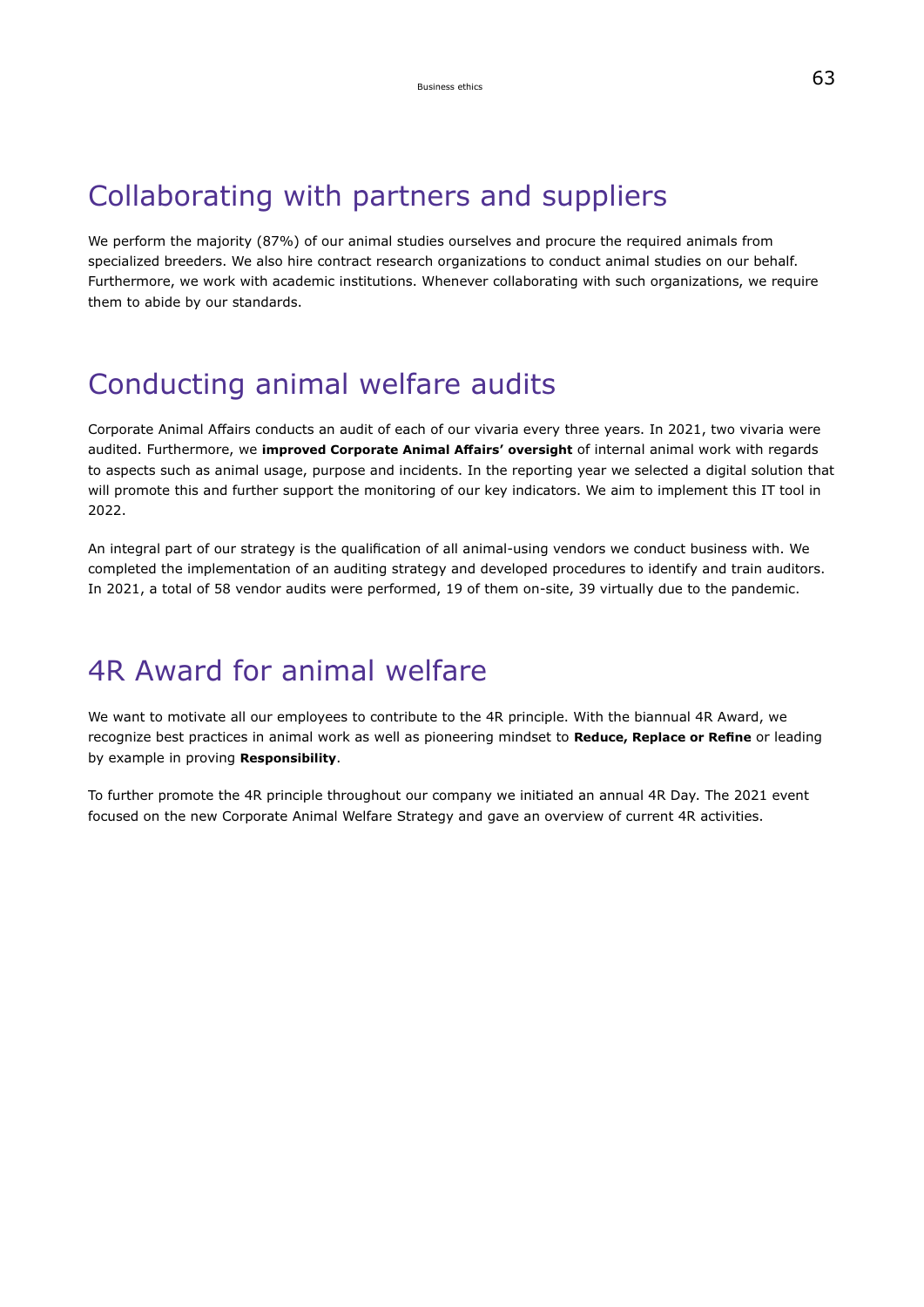# Collaborating with partners and suppliers

We perform the majority (87%) of our animal studies ourselves and procure the required animals from specialized breeders. We also hire contract research organizations to conduct animal studies on our behalf. Furthermore, we work with academic institutions. Whenever collaborating with such organizations, we require them to abide by our standards.

# Conducting animal welfare audits

Corporate Animal Affairs conducts an audit of each of our vivaria every three years. In 2021, two vivaria were audited. Furthermore, we **improved Corporate Animal Affairs' oversight** of internal animal work with regards to aspects such as animal usage, purpose and incidents. In the reporting year we selected a digital solution that will promote this and further support the monitoring of our key indicators. We aim to implement this IT tool in 2022.

An integral part of our strategy is the qualification of all animal-using vendors we conduct business with. We completed the implementation of an auditing strategy and developed procedures to identify and train auditors. In 2021, a total of 58 vendor audits were performed, 19 of them on-site, 39 virtually due to the pandemic.

# 4R Award for animal welfare

We want to motivate all our employees to contribute to the 4R principle. With the biannual 4R Award, we recognize best practices in animal work as well as pioneering mindset to **Reduce, Replace or Refine** or leading by example in proving **Responsibility**.

To further promote the 4R principle throughout our company we initiated an annual 4R Day. The 2021 event focused on the new Corporate Animal Welfare Strategy and gave an overview of current 4R activities.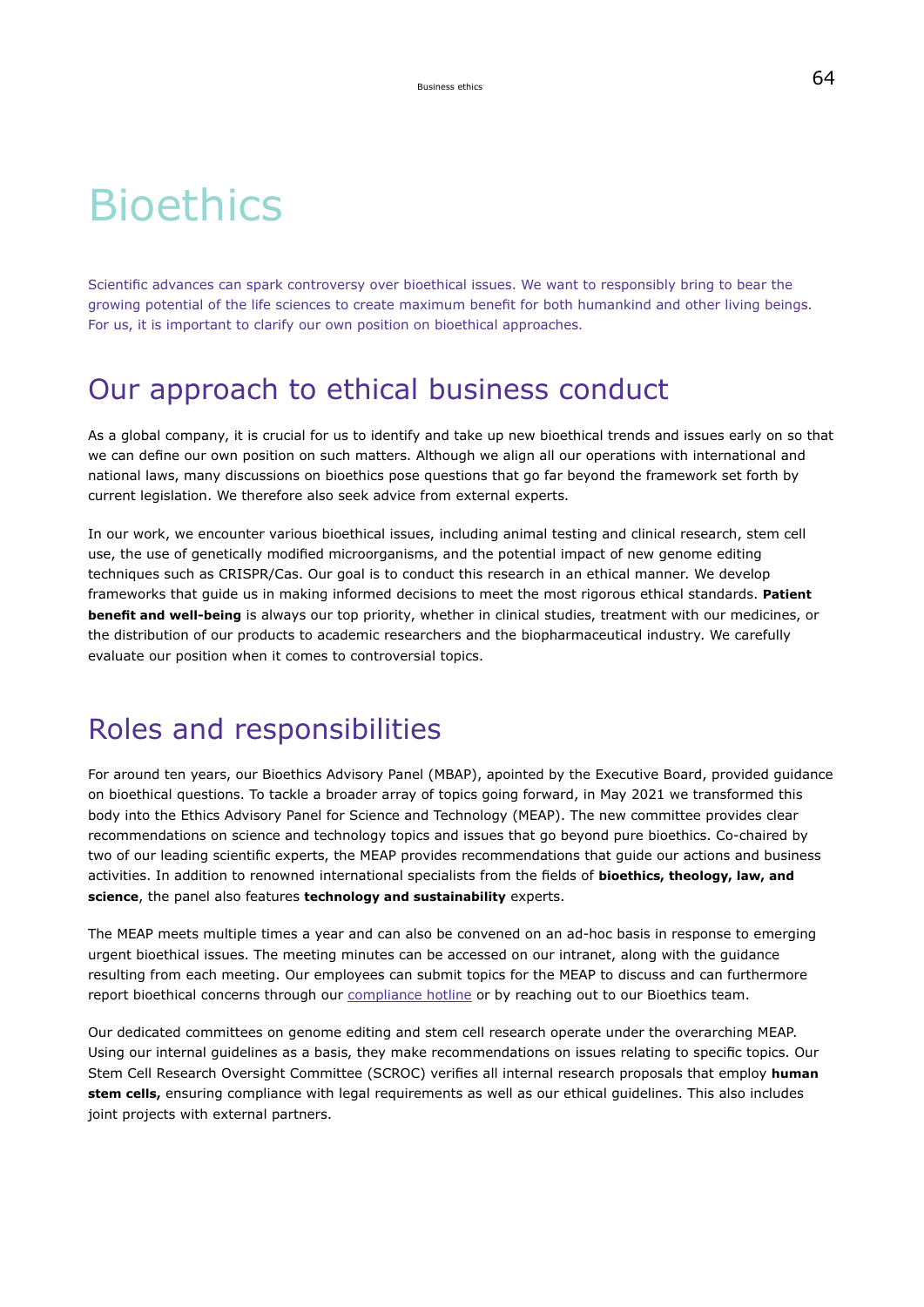# Bioethics

Scientific advances can spark controversy over bioethical issues. We want to responsibly bring to bear the growing potential of the life sciences to create maximum benefit for both humankind and other living beings. For us, it is important to clarify our own position on bioethical approaches.

## Our approach to ethical business conduct

As a global company, it is crucial for us to identify and take up new bioethical trends and issues early on so that we can define our own position on such matters. Although we align all our operations with international and national laws, many discussions on bioethics pose questions that go far beyond the framework set forth by current legislation. We therefore also seek advice from external experts.

In our work, we encounter various bioethical issues, including animal testing and clinical research, stem cell use, the use of genetically modified microorganisms, and the potential impact of new genome editing techniques such as CRISPR/Cas. Our goal is to conduct this research in an ethical manner. We develop frameworks that guide us in making informed decisions to meet the most rigorous ethical standards. **Patient benefit and well-being** is always our top priority, whether in clinical studies, treatment with our medicines, or the distribution of our products to academic researchers and the biopharmaceutical industry. We carefully evaluate our position when it comes to controversial topics.

## Roles and responsibilities

For around ten years, our Bioethics Advisory Panel (MBAP), apointed by the Executive Board, provided guidance on bioethical questions. To tackle a broader array of topics going forward, in May 2021 we transformed this body into the Ethics Advisory Panel for Science and Technology (MEAP). The new committee provides clear recommendations on science and technology topics and issues that go beyond pure bioethics. Co-chaired by two of our leading scientific experts, the MEAP provides recommendations that guide our actions and business activities. In addition to renowned international specialists from the fields of **bioethics, theology, law, and science**, the panel also features **technology and sustainability** experts.

The MEAP meets multiple times a year and can also be convened on an ad-hoc basis in response to emerging urgent bioethical issues. The meeting minutes can be accessed on our intranet, along with the guidance resulting from each meeting. Our employees can submit topics for the MEAP to discuss and can furthermore report bioethical concerns through our compliance hotline or by reaching out to our Bioethics team.

Our dedicated committees on genome editing and stem cell research operate under the overarching MEAP. Using our internal guidelines as a basis, they make recommendations on issues relating to specific topics. Our Stem Cell Research Oversight Committee (SCROC) verifies all internal research proposals that employ **human stem cells,** ensuring compliance with legal requirements as well as our ethical guidelines. This also includes joint projects with external partners.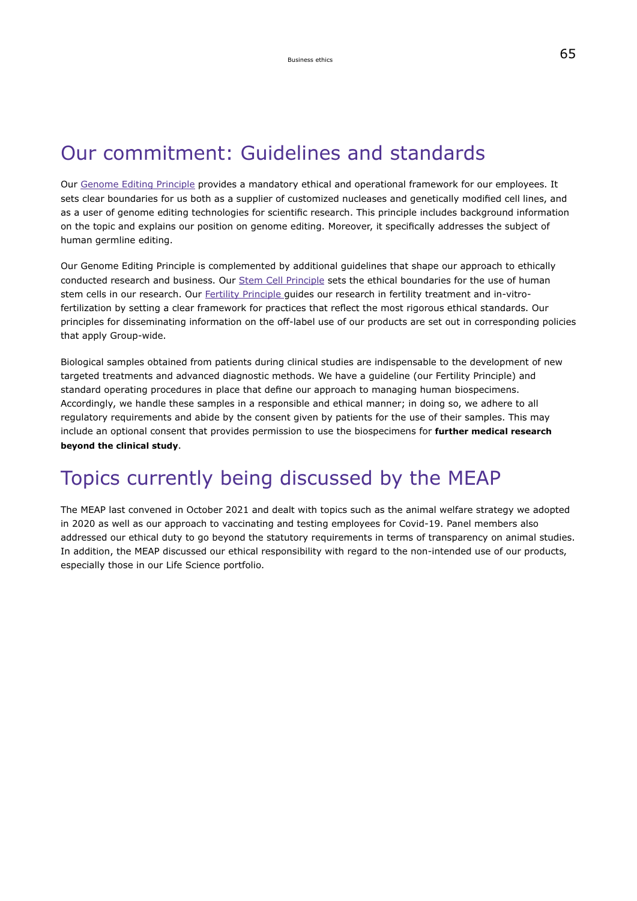## Our commitment: Guidelines and standards

Our Genome Editing Principle provides a mandatory ethical and operational framework for our employees. It sets clear boundaries for us both as a supplier of customized nucleases and genetically modified cell lines, and as a user of genome editing technologies for scientific research. This principle includes background information on the topic and explains our position on genome editing. Moreover, it specifically addresses the subject of human germline editing.

Our Genome Editing Principle is complemented by additional guidelines that shape our approach to ethically conducted research and business. Our Stem Cell Principle sets the ethical boundaries for the use of human stem cells in our research. Our Fertility Principle guides our research in fertility treatment and in-vitro-fertilization by setting a clear framework for practices that reflect the most rigorous ethical standards. Our principles for disseminating information on the off-label use of our products are set out in corresponding policies that apply Group-wide.

Biological samples obtained from patients during clinical studies are indispensable to the development of new targeted treatments and advanced diagnostic methods. We have a guideline (our Fertility Principle) and standard operating procedures in place that define our approach to managing human biospecimens. Accordingly, we handle these samples in a responsible and ethical manner; in doing so, we adhere to all regulatory requirements and abide by the consent given by patients for the use of their samples. This may include an optional consent that provides permission to use the biospecimens for **further medical research beyond the clinical study**.

## Topics currently being discussed by the MEAP

The MEAP last convened in October 2021 and dealt with topics such as the animal welfare strategy we adopted in 2020 as well as our approach to vaccinating and testing employees for Covid-19. Panel members also addressed our ethical duty to go beyond the statutory requirements in terms of transparency on animal studies. In addition, the MEAP discussed our ethical responsibility with regard to the non-intended use of our products, especially those in our Life Science portfolio.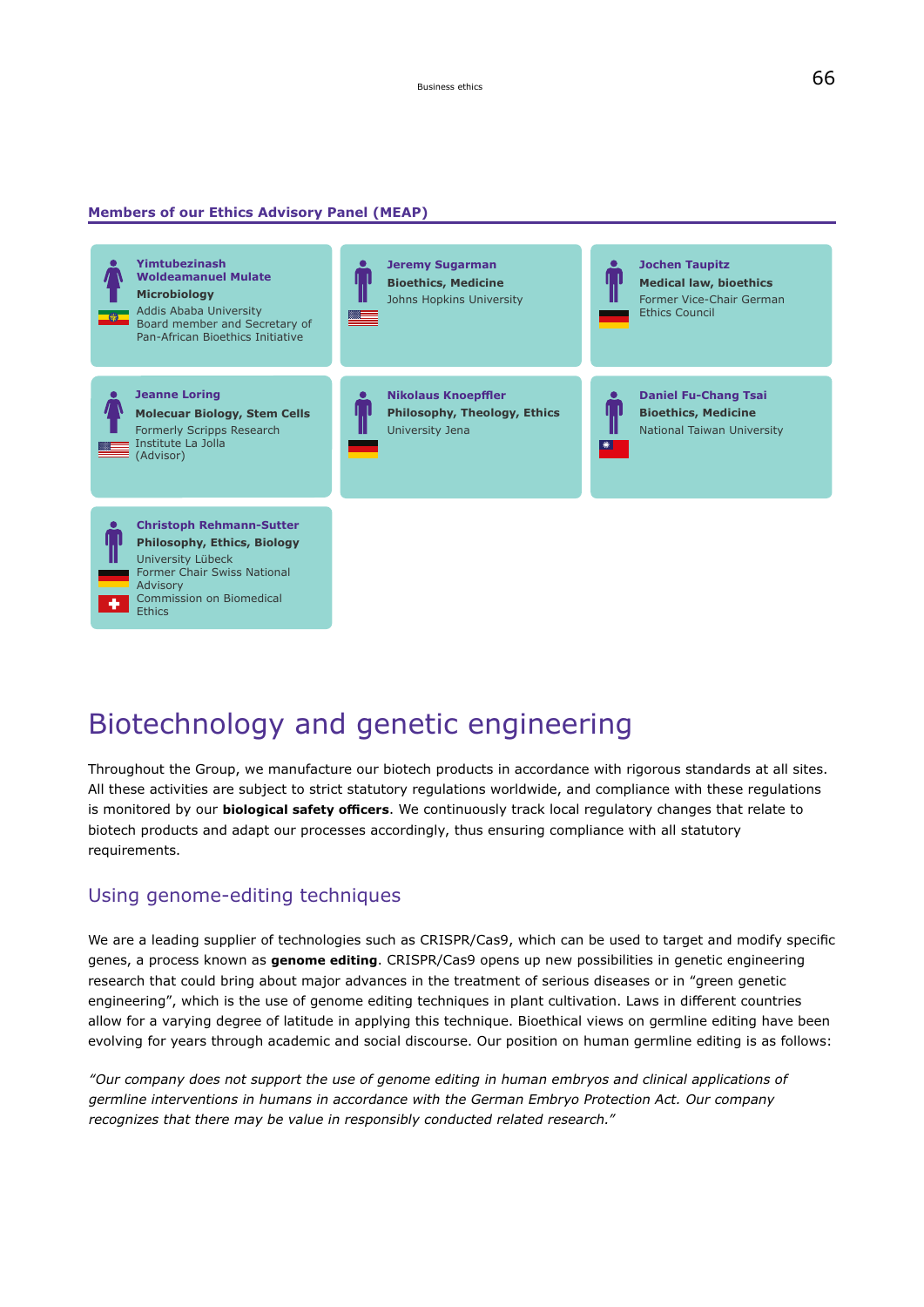## Members of our Ethics Advisory Panel (MEAP)

**Yimtubezinash Woldeamanuel Mulate**
**Microbiology**
Addis Ababa University
Board member and Secretary of Pan-African Bioethics Initiative

**Jeremy Sugarman**
**Bioethics, Medicine**
Johns Hopkins University

**Jochen Taupitz**
**Medical law, bioethics**
Former Vice-Chair German Ethics Council

**Jeanne Loring**
**Molecuar Biology, Stem Cells**
Formerly Scripps Research Institute La Jolla
(Advisor)

**Nikolaus Knoepffler**
**Philosophy, Theology, Ethics**
University Jena

**Daniel Fu-Chang Tsai**
**Bioethics, Medicine**
National Taiwan University

**Christoph Rehmann-Sutter**
**Philosophy, Ethics, Biology**
University Lübeck
Former Chair Swiss National Advisory Commission on Biomedical Ethics

# Biotechnology and genetic engineering

Throughout the Group, we manufacture our biotech products in accordance with rigorous standards at all sites. All these activities are subject to strict statutory regulations worldwide, and compliance with these regulations is monitored by our **biological safety officers**. We continuously track local regulatory changes that relate to biotech products and adapt our processes accordingly, thus ensuring compliance with all statutory requirements.

## Using genome-editing techniques

We are a leading supplier of technologies such as CRISPR/Cas9, which can be used to target and modify specific genes, a process known as **genome editing**. CRISPR/Cas9 opens up new possibilities in genetic engineering research that could bring about major advances in the treatment of serious diseases or in "green genetic engineering", which is the use of genome editing techniques in plant cultivation. Laws in different countries allow for a varying degree of latitude in applying this technique. Bioethical views on germline editing have been evolving for years through academic and social discourse. Our position on human germline editing is as follows:

*"Our company does not support the use of genome editing in human embryos and clinical applications of germline interventions in humans in accordance with the German Embryo Protection Act. Our company recognizes that there may be value in responsibly conducted related research."*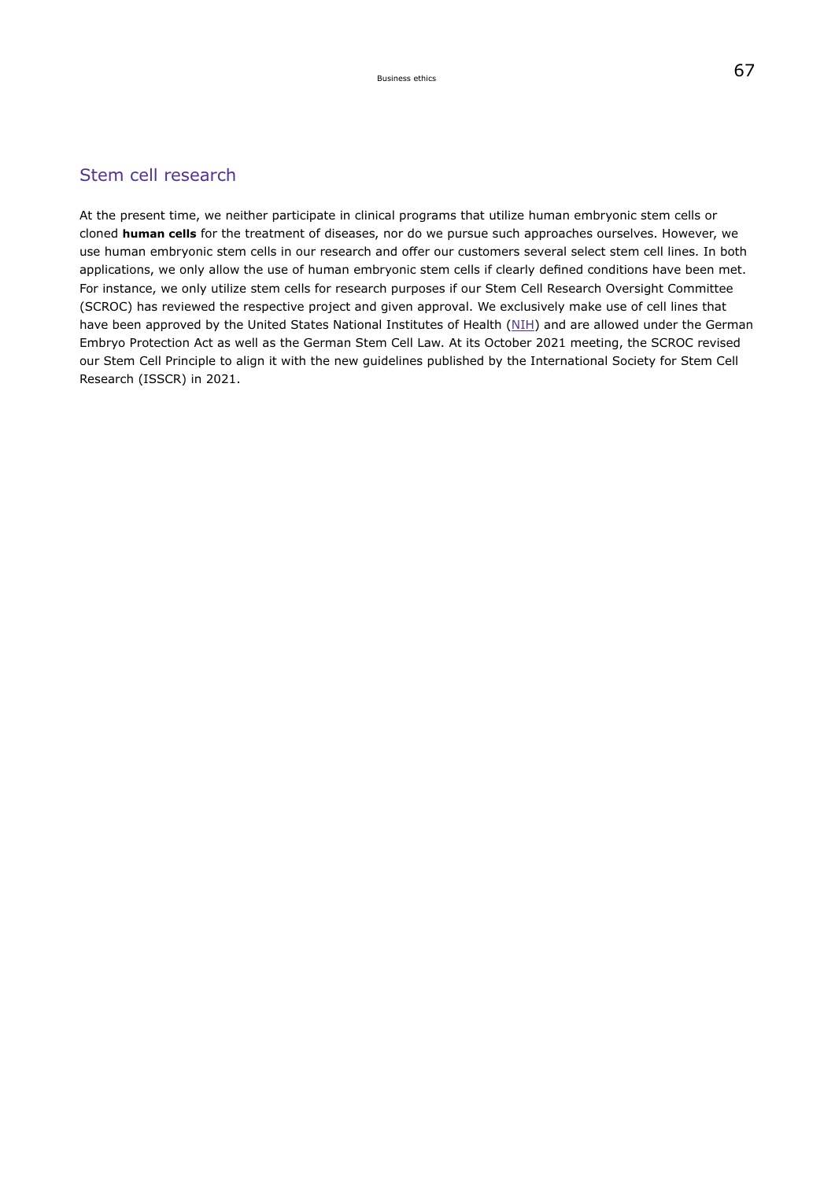## Stem cell research

At the present time, we neither participate in clinical programs that utilize human embryonic stem cells or cloned **human cells** for the treatment of diseases, nor do we pursue such approaches ourselves. However, we use human embryonic stem cells in our research and offer our customers several select stem cell lines. In both applications, we only allow the use of human embryonic stem cells if clearly defined conditions have been met. For instance, we only utilize stem cells for research purposes if our Stem Cell Research Oversight Committee (SCROC) has reviewed the respective project and given approval. We exclusively make use of cell lines that have been approved by the United States National Institutes of Health (NIH) and are allowed under the German Embryo Protection Act as well as the German Stem Cell Law. At its October 2021 meeting, the SCROC revised our Stem Cell Principle to align it with the new guidelines published by the International Society for Stem Cell Research (ISSCR) in 2021.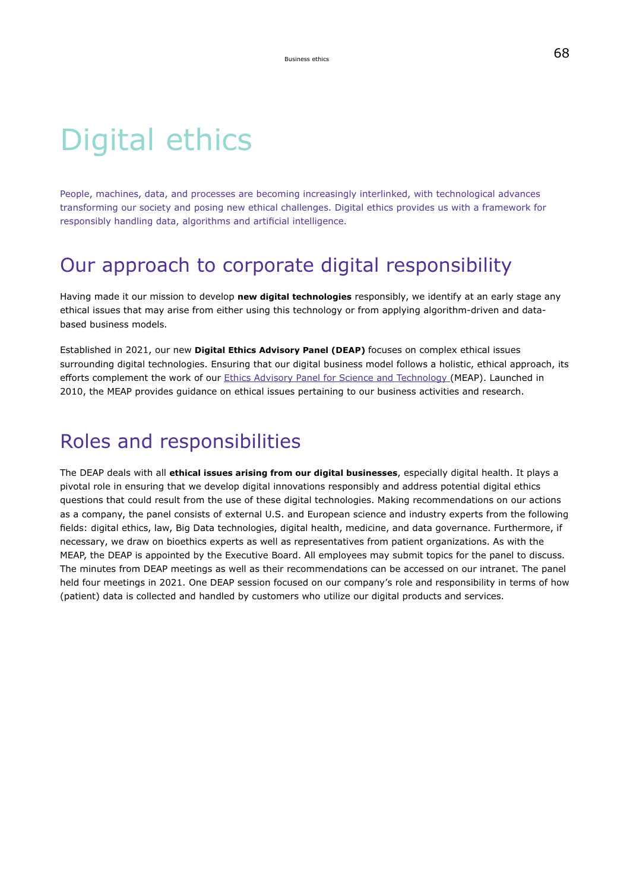# Digital ethics

People, machines, data, and processes are becoming increasingly interlinked, with technological advances transforming our society and posing new ethical challenges. Digital ethics provides us with a framework for responsibly handling data, algorithms and artificial intelligence.

## Our approach to corporate digital responsibility

Having made it our mission to develop **new digital technologies** responsibly, we identify at an early stage any ethical issues that may arise from either using this technology or from applying algorithm-driven and data-based business models.

Established in 2021, our new **Digital Ethics Advisory Panel (DEAP)** focuses on complex ethical issues surrounding digital technologies. Ensuring that our digital business model follows a holistic, ethical approach, its efforts complement the work of our Ethics Advisory Panel for Science and Technology (MEAP). Launched in 2010, the MEAP provides guidance on ethical issues pertaining to our business activities and research.

## Roles and responsibilities

The DEAP deals with all **ethical issues arising from our digital businesses**, especially digital health. It plays a pivotal role in ensuring that we develop digital innovations responsibly and address potential digital ethics questions that could result from the use of these digital technologies. Making recommendations on our actions as a company, the panel consists of external U.S. and European science and industry experts from the following fields: digital ethics, law, Big Data technologies, digital health, medicine, and data governance. Furthermore, if necessary, we draw on bioethics experts as well as representatives from patient organizations. As with the MEAP, the DEAP is appointed by the Executive Board. All employees may submit topics for the panel to discuss. The minutes from DEAP meetings as well as their recommendations can be accessed on our intranet. The panel held four meetings in 2021. One DEAP session focused on our company's role and responsibility in terms of how (patient) data is collected and handled by customers who utilize our digital products and services.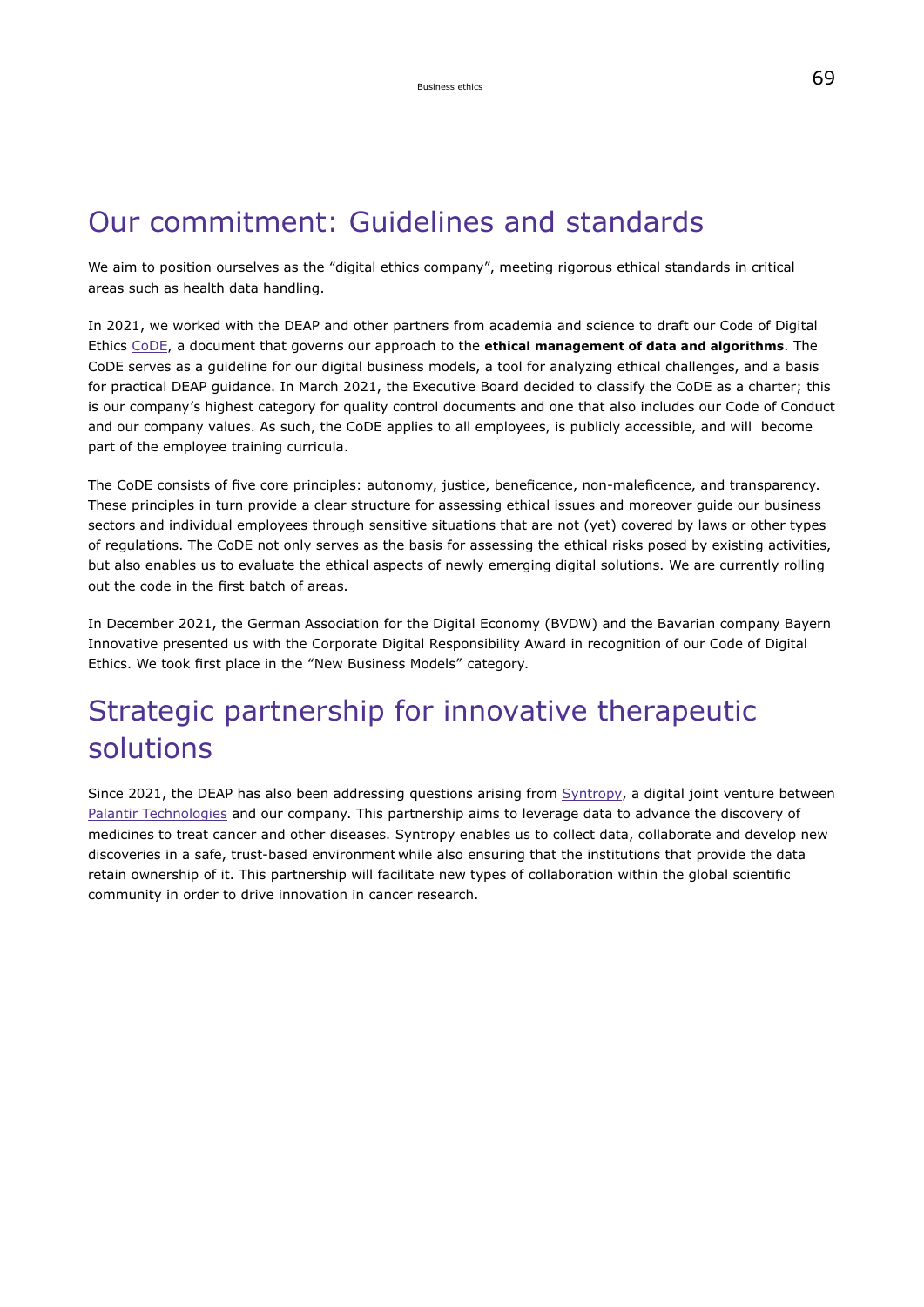# Our commitment: Guidelines and standards

We aim to position ourselves as the "digital ethics company", meeting rigorous ethical standards in critical areas such as health data handling.

In 2021, we worked with the DEAP and other partners from academia and science to draft our Code of Digital Ethics CoDE, a document that governs our approach to the **ethical management of data and algorithms**. The CoDE serves as a guideline for our digital business models, a tool for analyzing ethical challenges, and a basis for practical DEAP guidance. In March 2021, the Executive Board decided to classify the CoDE as a charter; this is our company's highest category for quality control documents and one that also includes our Code of Conduct and our company values. As such, the CoDE applies to all employees, is publicly accessible, and will become part of the employee training curricula.

The CoDE consists of five core principles: autonomy, justice, beneficence, non-maleficence, and transparency. These principles in turn provide a clear structure for assessing ethical issues and moreover guide our business sectors and individual employees through sensitive situations that are not (yet) covered by laws or other types of regulations. The CoDE not only serves as the basis for assessing the ethical risks posed by existing activities, but also enables us to evaluate the ethical aspects of newly emerging digital solutions. We are currently rolling out the code in the first batch of areas.

In December 2021, the German Association for the Digital Economy (BVDW) and the Bavarian company Bayern Innovative presented us with the Corporate Digital Responsibility Award in recognition of our Code of Digital Ethics. We took first place in the "New Business Models" category.

# Strategic partnership for innovative therapeutic solutions

Since 2021, the DEAP has also been addressing questions arising from Syntropy, a digital joint venture between Palantir Technologies and our company. This partnership aims to leverage data to advance the discovery of medicines to treat cancer and other diseases. Syntropy enables us to collect data, collaborate and develop new discoveries in a safe, trust-based environment while also ensuring that the institutions that provide the data retain ownership of it. This partnership will facilitate new types of collaboration within the global scientific community in order to drive innovation in cancer research.